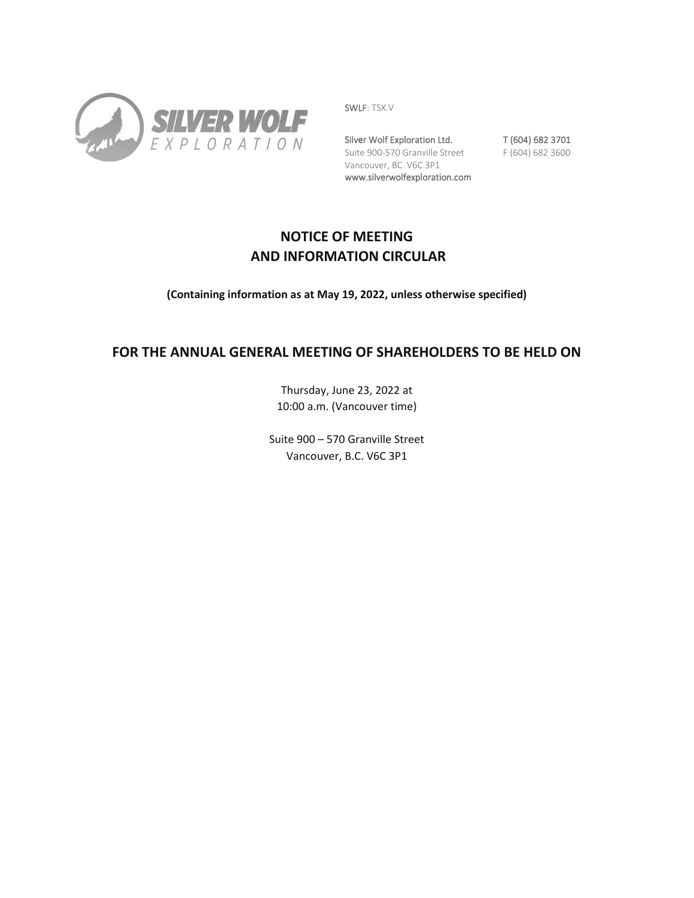SWLF: TSX.V

Silver Wolf Exploration Ltd.
Suite 900-570 Granville Street
Vancouver, BC V6C 3P1
www.silverwolfexploration.com

T (604) 682 3701
F (604) 682 3600

# NOTICE OF MEETING
# AND INFORMATION CIRCULAR

**(Containing information as at May 19, 2022, unless otherwise specified)**

## FOR THE ANNUAL GENERAL MEETING OF SHAREHOLDERS TO BE HELD ON

Thursday, June 23, 2022 at
10:00 a.m. (Vancouver time)

Suite 900 – 570 Granville Street
Vancouver, B.C. V6C 3P1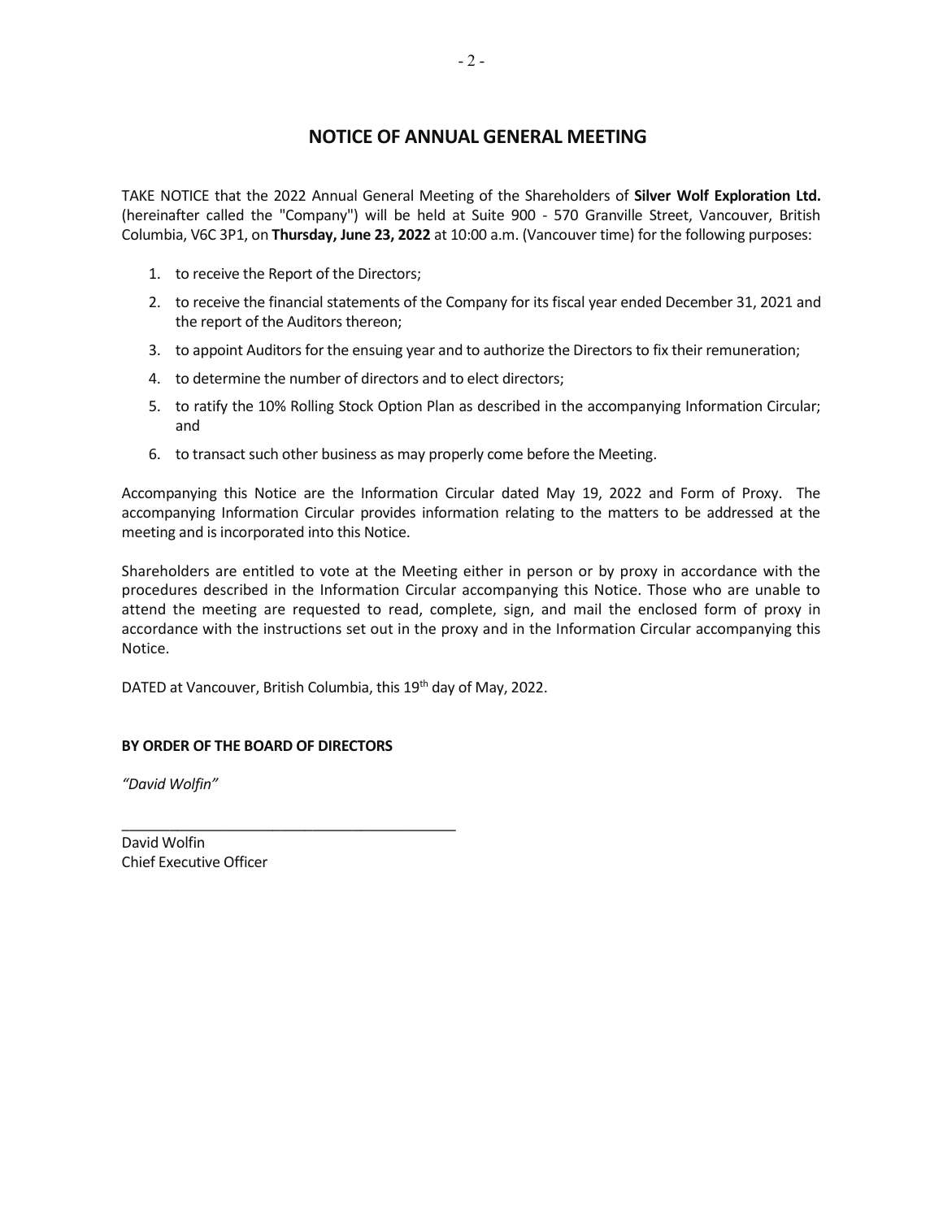# NOTICE OF ANNUAL GENERAL MEETING

TAKE NOTICE that the 2022 Annual General Meeting of the Shareholders of **Silver Wolf Exploration Ltd.** (hereinafter called the "Company") will be held at Suite 900 - 570 Granville Street, Vancouver, British Columbia, V6C 3P1, on **Thursday, June 23, 2022** at 10:00 a.m. (Vancouver time) for the following purposes:

1. to receive the Report of the Directors;
2. to receive the financial statements of the Company for its fiscal year ended December 31, 2021 and the report of the Auditors thereon;
3. to appoint Auditors for the ensuing year and to authorize the Directors to fix their remuneration;
4. to determine the number of directors and to elect directors;
5. to ratify the 10% Rolling Stock Option Plan as described in the accompanying Information Circular; and
6. to transact such other business as may properly come before the Meeting.

Accompanying this Notice are the Information Circular dated May 19, 2022 and Form of Proxy. The accompanying Information Circular provides information relating to the matters to be addressed at the meeting and is incorporated into this Notice.

Shareholders are entitled to vote at the Meeting either in person or by proxy in accordance with the procedures described in the Information Circular accompanying this Notice. Those who are unable to attend the meeting are requested to read, complete, sign, and mail the enclosed form of proxy in accordance with the instructions set out in the proxy and in the Information Circular accompanying this Notice.

DATED at Vancouver, British Columbia, this 19th day of May, 2022.

**BY ORDER OF THE BOARD OF DIRECTORS**

*"David Wolfin"*

\_\_\_\_\_\_\_\_\_\_\_\_\_\_\_\_\_\_\_\_\_\_\_\_\_\_\_\_\_\_\_\_\_\_\_\_\_\_\_\_\_\_

David Wolfin
Chief Executive Officer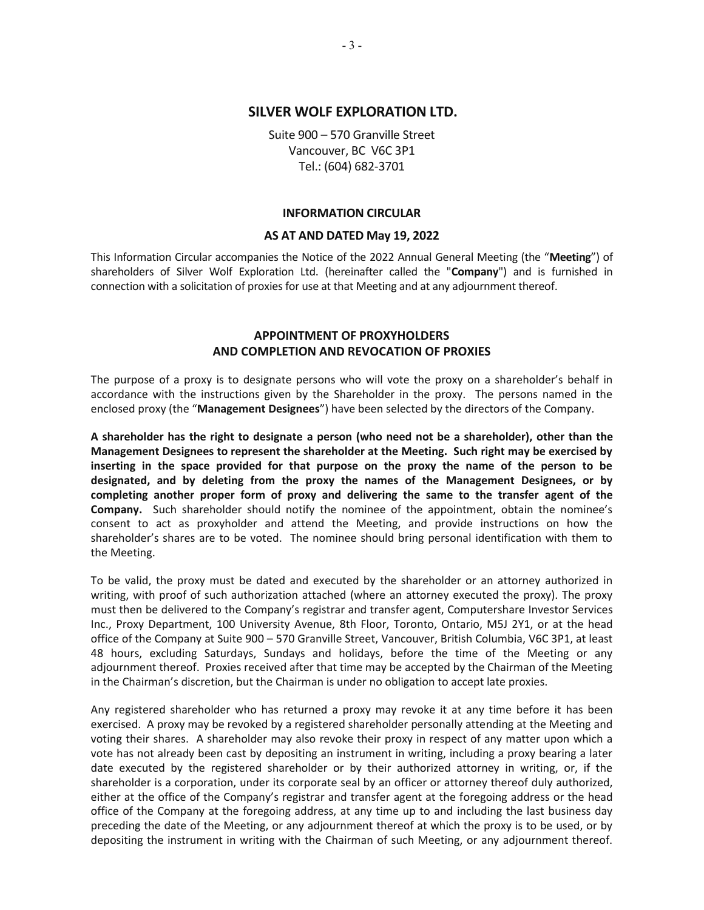# SILVER WOLF EXPLORATION LTD.

Suite 900 – 570 Granville Street
Vancouver, BC V6C 3P1
Tel.: (604) 682-3701

## INFORMATION CIRCULAR

## AS AT AND DATED May 19, 2022

This Information Circular accompanies the Notice of the 2022 Annual General Meeting (the "**Meeting**") of shareholders of Silver Wolf Exploration Ltd. (hereinafter called the "**Company**") and is furnished in connection with a solicitation of proxies for use at that Meeting and at any adjournment thereof.

## APPOINTMENT OF PROXYHOLDERS AND COMPLETION AND REVOCATION OF PROXIES

The purpose of a proxy is to designate persons who will vote the proxy on a shareholder's behalf in accordance with the instructions given by the Shareholder in the proxy. The persons named in the enclosed proxy (the "**Management Designees**") have been selected by the directors of the Company.

**A shareholder has the right to designate a person (who need not be a shareholder), other than the Management Designees to represent the shareholder at the Meeting. Such right may be exercised by inserting in the space provided for that purpose on the proxy the name of the person to be designated, and by deleting from the proxy the names of the Management Designees, or by completing another proper form of proxy and delivering the same to the transfer agent of the Company.** Such shareholder should notify the nominee of the appointment, obtain the nominee's consent to act as proxyholder and attend the Meeting, and provide instructions on how the shareholder's shares are to be voted. The nominee should bring personal identification with them to the Meeting.

To be valid, the proxy must be dated and executed by the shareholder or an attorney authorized in writing, with proof of such authorization attached (where an attorney executed the proxy). The proxy must then be delivered to the Company's registrar and transfer agent, Computershare Investor Services Inc., Proxy Department, 100 University Avenue, 8th Floor, Toronto, Ontario, M5J 2Y1, or at the head office of the Company at Suite 900 – 570 Granville Street, Vancouver, British Columbia, V6C 3P1, at least 48 hours, excluding Saturdays, Sundays and holidays, before the time of the Meeting or any adjournment thereof. Proxies received after that time may be accepted by the Chairman of the Meeting in the Chairman's discretion, but the Chairman is under no obligation to accept late proxies.

Any registered shareholder who has returned a proxy may revoke it at any time before it has been exercised. A proxy may be revoked by a registered shareholder personally attending at the Meeting and voting their shares. A shareholder may also revoke their proxy in respect of any matter upon which a vote has not already been cast by depositing an instrument in writing, including a proxy bearing a later date executed by the registered shareholder or by their authorized attorney in writing, or, if the shareholder is a corporation, under its corporate seal by an officer or attorney thereof duly authorized, either at the office of the Company's registrar and transfer agent at the foregoing address or the head office of the Company at the foregoing address, at any time up to and including the last business day preceding the date of the Meeting, or any adjournment thereof at which the proxy is to be used, or by depositing the instrument in writing with the Chairman of such Meeting, or any adjournment thereof.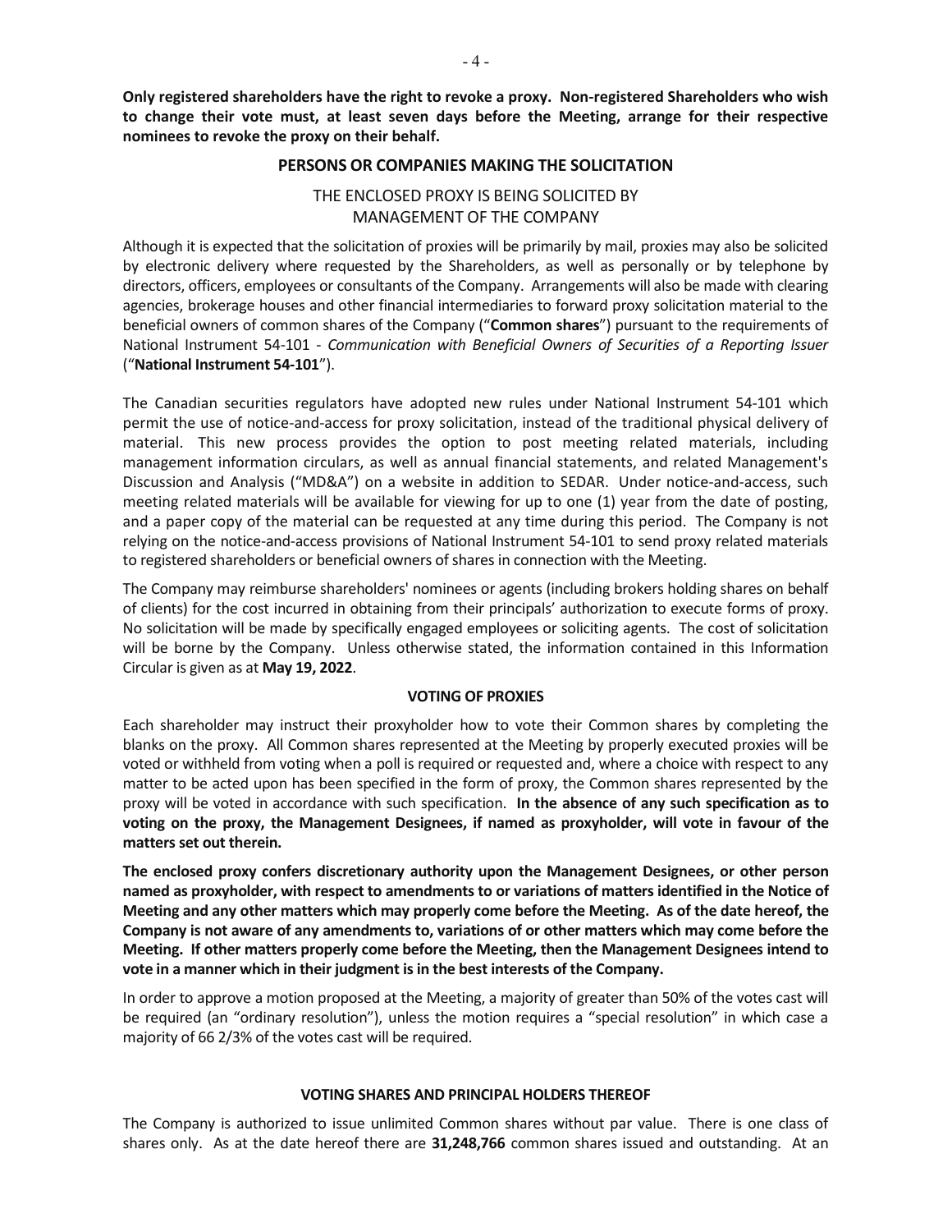**Only registered shareholders have the right to revoke a proxy. Non-registered Shareholders who wish to change their vote must, at least seven days before the Meeting, arrange for their respective nominees to revoke the proxy on their behalf.**

## PERSONS OR COMPANIES MAKING THE SOLICITATION

THE ENCLOSED PROXY IS BEING SOLICITED BY MANAGEMENT OF THE COMPANY

Although it is expected that the solicitation of proxies will be primarily by mail, proxies may also be solicited by electronic delivery where requested by the Shareholders, as well as personally or by telephone by directors, officers, employees or consultants of the Company. Arrangements will also be made with clearing agencies, brokerage houses and other financial intermediaries to forward proxy solicitation material to the beneficial owners of common shares of the Company ("**Common shares**") pursuant to the requirements of National Instrument 54-101 - *Communication with Beneficial Owners of Securities of a Reporting Issuer* ("**National Instrument 54-101**").

The Canadian securities regulators have adopted new rules under National Instrument 54-101 which permit the use of notice-and-access for proxy solicitation, instead of the traditional physical delivery of material. This new process provides the option to post meeting related materials, including management information circulars, as well as annual financial statements, and related Management's Discussion and Analysis ("MD&A") on a website in addition to SEDAR. Under notice-and-access, such meeting related materials will be available for viewing for up to one (1) year from the date of posting, and a paper copy of the material can be requested at any time during this period. The Company is not relying on the notice-and-access provisions of National Instrument 54-101 to send proxy related materials to registered shareholders or beneficial owners of shares in connection with the Meeting.

The Company may reimburse shareholders' nominees or agents (including brokers holding shares on behalf of clients) for the cost incurred in obtaining from their principals' authorization to execute forms of proxy. No solicitation will be made by specifically engaged employees or soliciting agents. The cost of solicitation will be borne by the Company. Unless otherwise stated, the information contained in this Information Circular is given as at **May 19, 2022**.

### VOTING OF PROXIES

Each shareholder may instruct their proxyholder how to vote their Common shares by completing the blanks on the proxy. All Common shares represented at the Meeting by properly executed proxies will be voted or withheld from voting when a poll is required or requested and, where a choice with respect to any matter to be acted upon has been specified in the form of proxy, the Common shares represented by the proxy will be voted in accordance with such specification. **In the absence of any such specification as to voting on the proxy, the Management Designees, if named as proxyholder, will vote in favour of the matters set out therein.**

**The enclosed proxy confers discretionary authority upon the Management Designees, or other person named as proxyholder, with respect to amendments to or variations of matters identified in the Notice of Meeting and any other matters which may properly come before the Meeting. As of the date hereof, the Company is not aware of any amendments to, variations of or other matters which may come before the Meeting. If other matters properly come before the Meeting, then the Management Designees intend to vote in a manner which in their judgment is in the best interests of the Company.**

In order to approve a motion proposed at the Meeting, a majority of greater than 50% of the votes cast will be required (an "ordinary resolution"), unless the motion requires a "special resolution" in which case a majority of 66 2/3% of the votes cast will be required.

### VOTING SHARES AND PRINCIPAL HOLDERS THEREOF

The Company is authorized to issue unlimited Common shares without par value. There is one class of shares only. As at the date hereof there are **31,248,766** common shares issued and outstanding. At an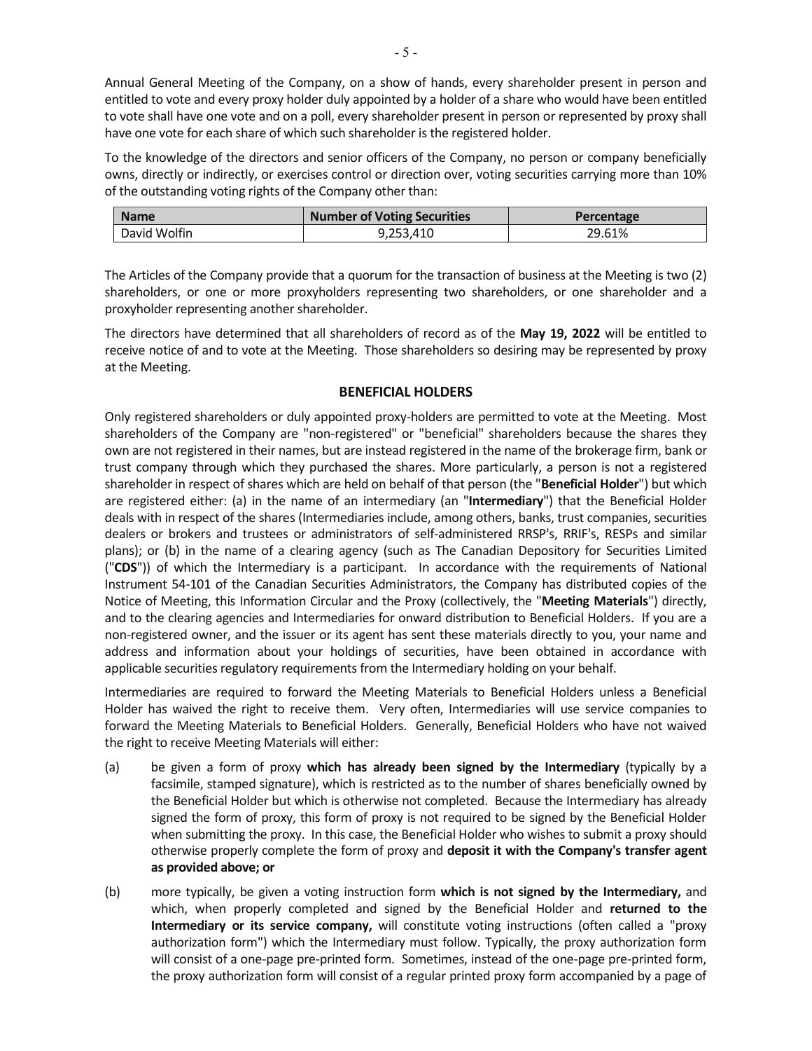Annual General Meeting of the Company, on a show of hands, every shareholder present in person and entitled to vote and every proxy holder duly appointed by a holder of a share who would have been entitled to vote shall have one vote and on a poll, every shareholder present in person or represented by proxy shall have one vote for each share of which such shareholder is the registered holder.

To the knowledge of the directors and senior officers of the Company, no person or company beneficially owns, directly or indirectly, or exercises control or direction over, voting securities carrying more than 10% of the outstanding voting rights of the Company other than:

| Name | Number of Voting Securities | Percentage |
|---|---|---|
| David Wolfin | 9,253,410 | 29.61% |

The Articles of the Company provide that a quorum for the transaction of business at the Meeting is two (2) shareholders, or one or more proxyholders representing two shareholders, or one shareholder and a proxyholder representing another shareholder.

The directors have determined that all shareholders of record as of the **May 19, 2022** will be entitled to receive notice of and to vote at the Meeting. Those shareholders so desiring may be represented by proxy at the Meeting.

## BENEFICIAL HOLDERS

Only registered shareholders or duly appointed proxy-holders are permitted to vote at the Meeting. Most shareholders of the Company are "non-registered" or "beneficial" shareholders because the shares they own are not registered in their names, but are instead registered in the name of the brokerage firm, bank or trust company through which they purchased the shares. More particularly, a person is not a registered shareholder in respect of shares which are held on behalf of that person (the "**Beneficial Holder**") but which are registered either: (a) in the name of an intermediary (an "**Intermediary**") that the Beneficial Holder deals with in respect of the shares (Intermediaries include, among others, banks, trust companies, securities dealers or brokers and trustees or administrators of self-administered RRSP's, RRIF's, RESPs and similar plans); or (b) in the name of a clearing agency (such as The Canadian Depository for Securities Limited ("**CDS**")) of which the Intermediary is a participant. In accordance with the requirements of National Instrument 54-101 of the Canadian Securities Administrators, the Company has distributed copies of the Notice of Meeting, this Information Circular and the Proxy (collectively, the "**Meeting Materials**") directly, and to the clearing agencies and Intermediaries for onward distribution to Beneficial Holders. If you are a non-registered owner, and the issuer or its agent has sent these materials directly to you, your name and address and information about your holdings of securities, have been obtained in accordance with applicable securities regulatory requirements from the Intermediary holding on your behalf.

Intermediaries are required to forward the Meeting Materials to Beneficial Holders unless a Beneficial Holder has waived the right to receive them. Very often, Intermediaries will use service companies to forward the Meeting Materials to Beneficial Holders. Generally, Beneficial Holders who have not waived the right to receive Meeting Materials will either:

(a) be given a form of proxy **which has already been signed by the Intermediary** (typically by a facsimile, stamped signature), which is restricted as to the number of shares beneficially owned by the Beneficial Holder but which is otherwise not completed. Because the Intermediary has already signed the form of proxy, this form of proxy is not required to be signed by the Beneficial Holder when submitting the proxy. In this case, the Beneficial Holder who wishes to submit a proxy should otherwise properly complete the form of proxy and **deposit it with the Company's transfer agent as provided above; or**

(b) more typically, be given a voting instruction form **which is not signed by the Intermediary,** and which, when properly completed and signed by the Beneficial Holder and **returned to the Intermediary or its service company,** will constitute voting instructions (often called a "proxy authorization form") which the Intermediary must follow. Typically, the proxy authorization form will consist of a one-page pre-printed form. Sometimes, instead of the one-page pre-printed form, the proxy authorization form will consist of a regular printed proxy form accompanied by a page of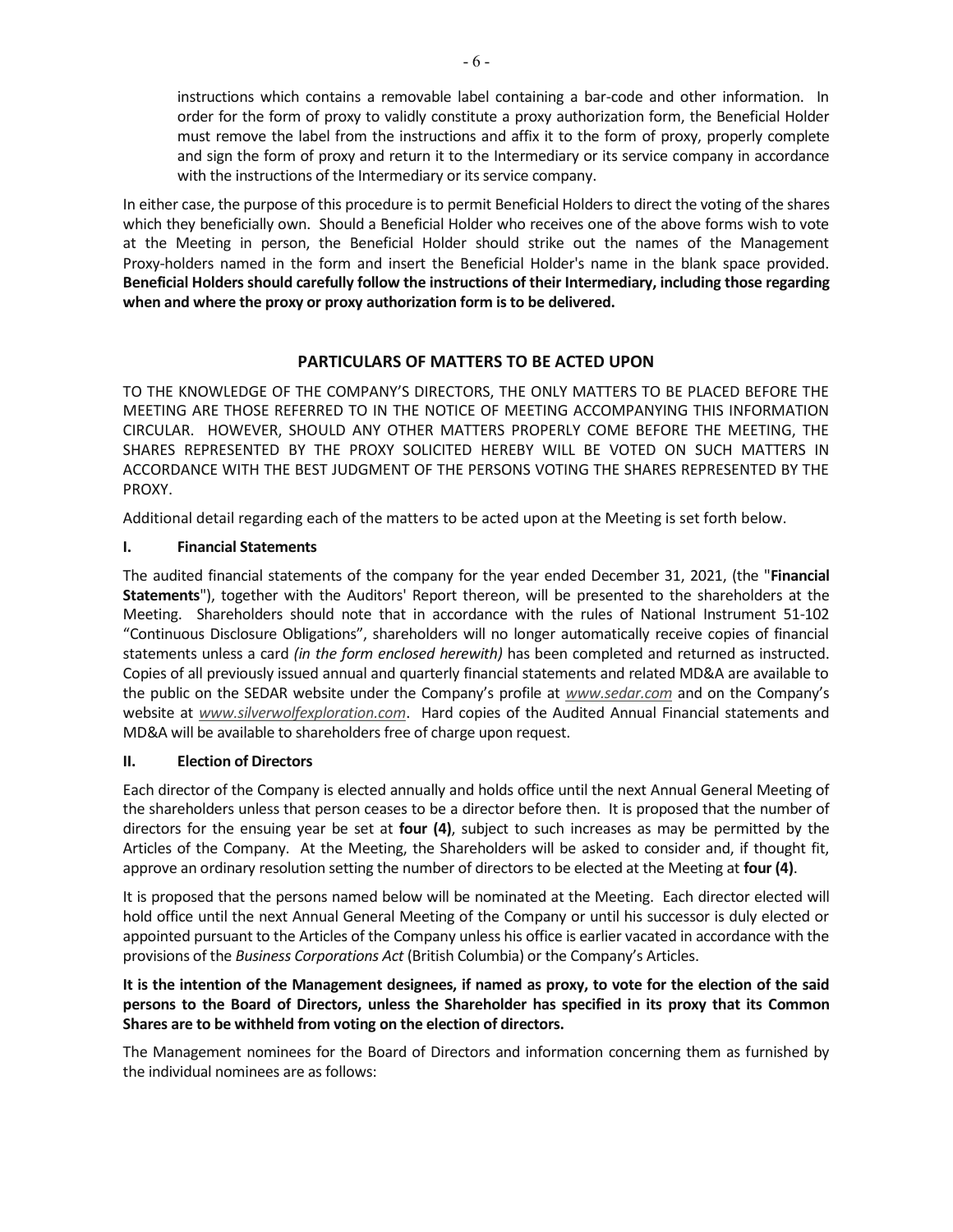instructions which contains a removable label containing a bar-code and other information. In order for the form of proxy to validly constitute a proxy authorization form, the Beneficial Holder must remove the label from the instructions and affix it to the form of proxy, properly complete and sign the form of proxy and return it to the Intermediary or its service company in accordance with the instructions of the Intermediary or its service company.

In either case, the purpose of this procedure is to permit Beneficial Holders to direct the voting of the shares which they beneficially own. Should a Beneficial Holder who receives one of the above forms wish to vote at the Meeting in person, the Beneficial Holder should strike out the names of the Management Proxy-holders named in the form and insert the Beneficial Holder's name in the blank space provided. **Beneficial Holders should carefully follow the instructions of their Intermediary, including those regarding when and where the proxy or proxy authorization form is to be delivered.**

## PARTICULARS OF MATTERS TO BE ACTED UPON

TO THE KNOWLEDGE OF THE COMPANY'S DIRECTORS, THE ONLY MATTERS TO BE PLACED BEFORE THE MEETING ARE THOSE REFERRED TO IN THE NOTICE OF MEETING ACCOMPANYING THIS INFORMATION CIRCULAR. HOWEVER, SHOULD ANY OTHER MATTERS PROPERLY COME BEFORE THE MEETING, THE SHARES REPRESENTED BY THE PROXY SOLICITED HEREBY WILL BE VOTED ON SUCH MATTERS IN ACCORDANCE WITH THE BEST JUDGMENT OF THE PERSONS VOTING THE SHARES REPRESENTED BY THE PROXY.

Additional detail regarding each of the matters to be acted upon at the Meeting is set forth below.

### I. Financial Statements

The audited financial statements of the company for the year ended December 31, 2021, (the "**Financial Statements**"), together with the Auditors' Report thereon, will be presented to the shareholders at the Meeting. Shareholders should note that in accordance with the rules of National Instrument 51-102 "Continuous Disclosure Obligations", shareholders will no longer automatically receive copies of financial statements unless a card *(in the form enclosed herewith)* has been completed and returned as instructed. Copies of all previously issued annual and quarterly financial statements and related MD&A are available to the public on the SEDAR website under the Company's profile at *www.sedar.com* and on the Company's website at *www.silverwolfexploration.com*. Hard copies of the Audited Annual Financial statements and MD&A will be available to shareholders free of charge upon request.

### II. Election of Directors

Each director of the Company is elected annually and holds office until the next Annual General Meeting of the shareholders unless that person ceases to be a director before then. It is proposed that the number of directors for the ensuing year be set at **four (4)**, subject to such increases as may be permitted by the Articles of the Company. At the Meeting, the Shareholders will be asked to consider and, if thought fit, approve an ordinary resolution setting the number of directors to be elected at the Meeting at **four (4)**.

It is proposed that the persons named below will be nominated at the Meeting. Each director elected will hold office until the next Annual General Meeting of the Company or until his successor is duly elected or appointed pursuant to the Articles of the Company unless his office is earlier vacated in accordance with the provisions of the *Business Corporations Act* (British Columbia) or the Company's Articles.

**It is the intention of the Management designees, if named as proxy, to vote for the election of the said persons to the Board of Directors, unless the Shareholder has specified in its proxy that its Common Shares are to be withheld from voting on the election of directors.**

The Management nominees for the Board of Directors and information concerning them as furnished by the individual nominees are as follows: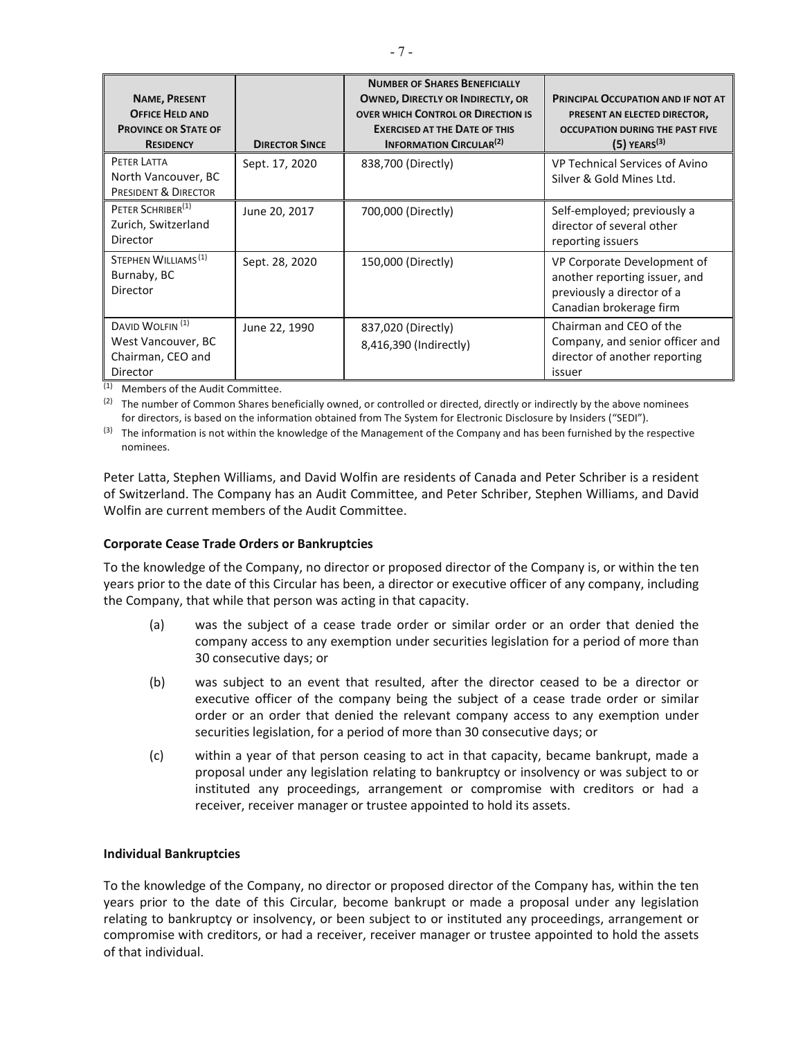| NAME, PRESENT OFFICE HELD AND PROVINCE OR STATE OF RESIDENCY | DIRECTOR SINCE | NUMBER OF SHARES BENEFICIALLY OWNED, DIRECTLY OR INDIRECTLY, OR OVER WHICH CONTROL OR DIRECTION IS EXERCISED AT THE DATE OF THIS INFORMATION CIRCULAR[(2)] | PRINCIPAL OCCUPATION AND IF NOT AT PRESENT AN ELECTED DIRECTOR, OCCUPATION DURING THE PAST FIVE (5) YEARS[(3)] |
|---|---|---|---|
| PETER LATTA<br>North Vancouver, BC<br>PRESIDENT & DIRECTOR | Sept. 17, 2020 | 838,700 (Directly) | VP Technical Services of Avino Silver & Gold Mines Ltd. |
| PETER SCHRIBER[(1)]<br>Zurich, Switzerland<br>Director | June 20, 2017 | 700,000 (Directly) | Self-employed; previously a director of several other reporting issuers |
| STEPHEN WILLIAMS[(1)]<br>Burnaby, BC<br>Director | Sept. 28, 2020 | 150,000 (Directly) | VP Corporate Development of another reporting issuer, and previously a director of a Canadian brokerage firm |
| DAVID WOLFIN[(1)]<br>West Vancouver, BC<br>Chairman, CEO and Director | June 22, 1990 | 837,020 (Directly)<br>8,416,390 (Indirectly) | Chairman and CEO of the Company, and senior officer and director of another reporting issuer |

(1) Members of the Audit Committee.

(2) The number of Common Shares beneficially owned, or controlled or directed, directly or indirectly by the above nominees for directors, is based on the information obtained from The System for Electronic Disclosure by Insiders ("SEDI").

(3) The information is not within the knowledge of the Management of the Company and has been furnished by the respective nominees.

Peter Latta, Stephen Williams, and David Wolfin are residents of Canada and Peter Schriber is a resident of Switzerland. The Company has an Audit Committee, and Peter Schriber, Stephen Williams, and David Wolfin are current members of the Audit Committee.

**Corporate Cease Trade Orders or Bankruptcies**

To the knowledge of the Company, no director or proposed director of the Company is, or within the ten years prior to the date of this Circular has been, a director or executive officer of any company, including the Company, that while that person was acting in that capacity.

(a) was the subject of a cease trade order or similar order or an order that denied the company access to any exemption under securities legislation for a period of more than 30 consecutive days; or

(b) was subject to an event that resulted, after the director ceased to be a director or executive officer of the company being the subject of a cease trade order or similar order or an order that denied the relevant company access to any exemption under securities legislation, for a period of more than 30 consecutive days; or

(c) within a year of that person ceasing to act in that capacity, became bankrupt, made a proposal under any legislation relating to bankruptcy or insolvency or was subject to or instituted any proceedings, arrangement or compromise with creditors or had a receiver, receiver manager or trustee appointed to hold its assets.

**Individual Bankruptcies**

To the knowledge of the Company, no director or proposed director of the Company has, within the ten years prior to the date of this Circular, become bankrupt or made a proposal under any legislation relating to bankruptcy or insolvency, or been subject to or instituted any proceedings, arrangement or compromise with creditors, or had a receiver, receiver manager or trustee appointed to hold the assets of that individual.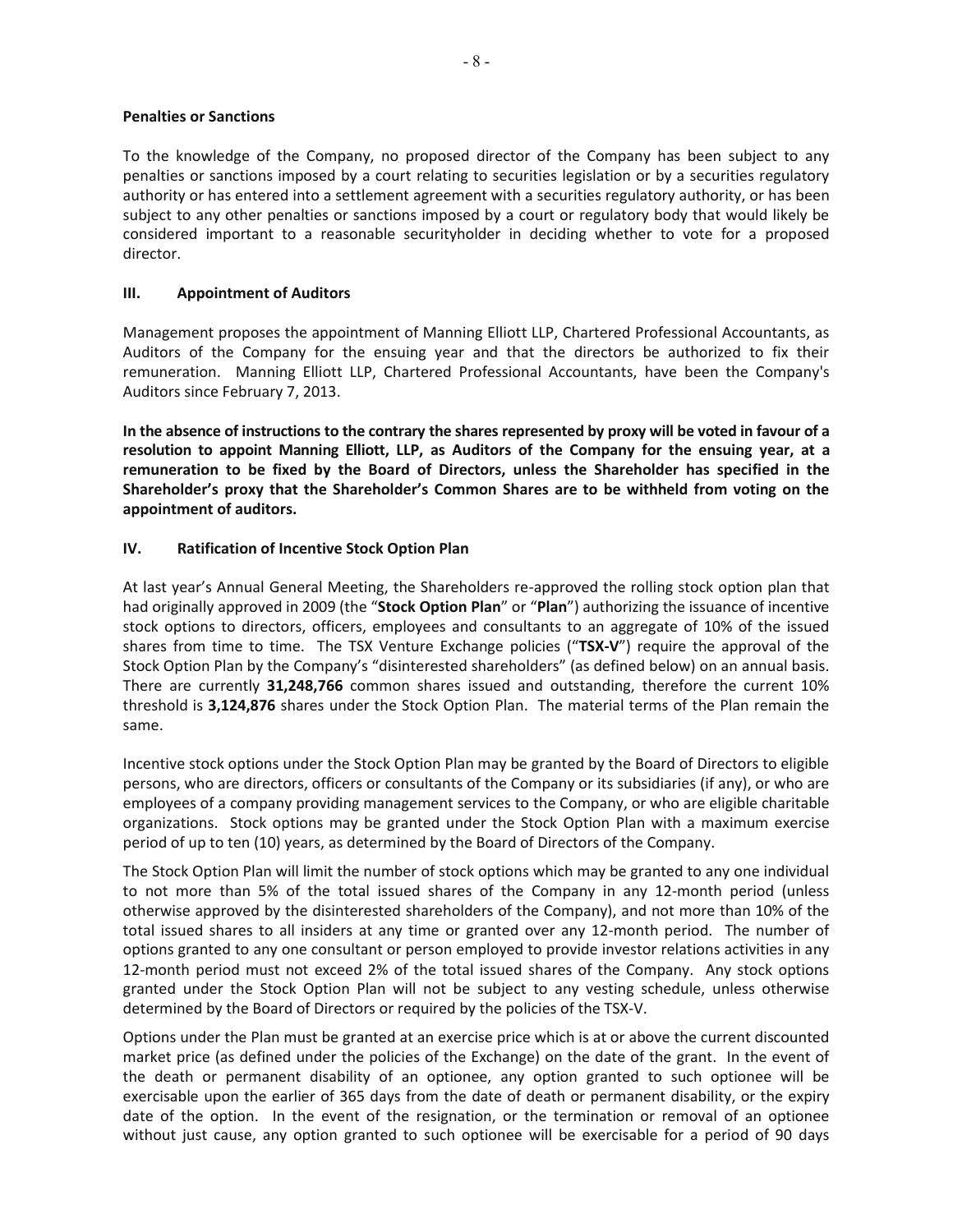**Penalties or Sanctions**

To the knowledge of the Company, no proposed director of the Company has been subject to any penalties or sanctions imposed by a court relating to securities legislation or by a securities regulatory authority or has entered into a settlement agreement with a securities regulatory authority, or has been subject to any other penalties or sanctions imposed by a court or regulatory body that would likely be considered important to a reasonable securityholder in deciding whether to vote for a proposed director.

## III. Appointment of Auditors

Management proposes the appointment of Manning Elliott LLP, Chartered Professional Accountants, as Auditors of the Company for the ensuing year and that the directors be authorized to fix their remuneration. Manning Elliott LLP, Chartered Professional Accountants, have been the Company's Auditors since February 7, 2013.

**In the absence of instructions to the contrary the shares represented by proxy will be voted in favour of a resolution to appoint Manning Elliott, LLP, as Auditors of the Company for the ensuing year, at a remuneration to be fixed by the Board of Directors, unless the Shareholder has specified in the Shareholder's proxy that the Shareholder's Common Shares are to be withheld from voting on the appointment of auditors.**

## IV. Ratification of Incentive Stock Option Plan

At last year's Annual General Meeting, the Shareholders re-approved the rolling stock option plan that had originally approved in 2009 (the "**Stock Option Plan**" or "**Plan**") authorizing the issuance of incentive stock options to directors, officers, employees and consultants to an aggregate of 10% of the issued shares from time to time. The TSX Venture Exchange policies ("**TSX-V**") require the approval of the Stock Option Plan by the Company's "disinterested shareholders" (as defined below) on an annual basis. There are currently **31,248,766** common shares issued and outstanding, therefore the current 10% threshold is **3,124,876** shares under the Stock Option Plan. The material terms of the Plan remain the same.

Incentive stock options under the Stock Option Plan may be granted by the Board of Directors to eligible persons, who are directors, officers or consultants of the Company or its subsidiaries (if any), or who are employees of a company providing management services to the Company, or who are eligible charitable organizations. Stock options may be granted under the Stock Option Plan with a maximum exercise period of up to ten (10) years, as determined by the Board of Directors of the Company.

The Stock Option Plan will limit the number of stock options which may be granted to any one individual to not more than 5% of the total issued shares of the Company in any 12-month period (unless otherwise approved by the disinterested shareholders of the Company), and not more than 10% of the total issued shares to all insiders at any time or granted over any 12-month period. The number of options granted to any one consultant or person employed to provide investor relations activities in any 12-month period must not exceed 2% of the total issued shares of the Company. Any stock options granted under the Stock Option Plan will not be subject to any vesting schedule, unless otherwise determined by the Board of Directors or required by the policies of the TSX-V.

Options under the Plan must be granted at an exercise price which is at or above the current discounted market price (as defined under the policies of the Exchange) on the date of the grant. In the event of the death or permanent disability of an optionee, any option granted to such optionee will be exercisable upon the earlier of 365 days from the date of death or permanent disability, or the expiry date of the option. In the event of the resignation, or the termination or removal of an optionee without just cause, any option granted to such optionee will be exercisable for a period of 90 days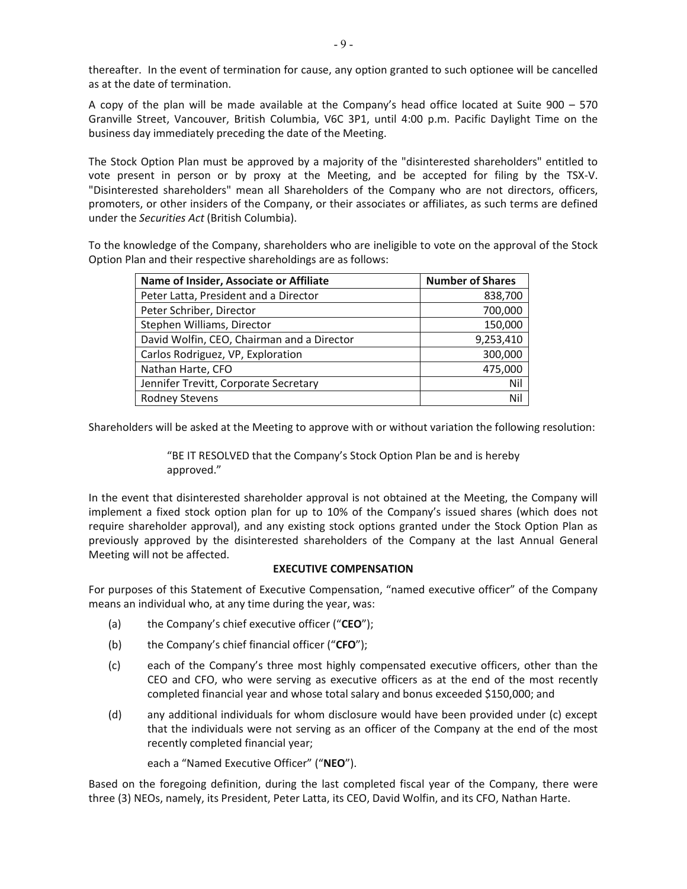thereafter. In the event of termination for cause, any option granted to such optionee will be cancelled as at the date of termination.

A copy of the plan will be made available at the Company's head office located at Suite 900 – 570 Granville Street, Vancouver, British Columbia, V6C 3P1, until 4:00 p.m. Pacific Daylight Time on the business day immediately preceding the date of the Meeting.

The Stock Option Plan must be approved by a majority of the "disinterested shareholders" entitled to vote present in person or by proxy at the Meeting, and be accepted for filing by the TSX-V. "Disinterested shareholders" mean all Shareholders of the Company who are not directors, officers, promoters, or other insiders of the Company, or their associates or affiliates, as such terms are defined under the *Securities Act* (British Columbia).

To the knowledge of the Company, shareholders who are ineligible to vote on the approval of the Stock Option Plan and their respective shareholdings are as follows:

| Name of Insider, Associate or Affiliate | Number of Shares |
|---|---:|
| Peter Latta, President and a Director | 838,700 |
| Peter Schriber, Director | 700,000 |
| Stephen Williams, Director | 150,000 |
| David Wolfin, CEO, Chairman and a Director | 9,253,410 |
| Carlos Rodriguez, VP, Exploration | 300,000 |
| Nathan Harte, CFO | 475,000 |
| Jennifer Trevitt, Corporate Secretary | Nil |
| Rodney Stevens | Nil |

Shareholders will be asked at the Meeting to approve with or without variation the following resolution:

> "BE IT RESOLVED that the Company's Stock Option Plan be and is hereby approved."

In the event that disinterested shareholder approval is not obtained at the Meeting, the Company will implement a fixed stock option plan for up to 10% of the Company's issued shares (which does not require shareholder approval), and any existing stock options granted under the Stock Option Plan as previously approved by the disinterested shareholders of the Company at the last Annual General Meeting will not be affected.

## EXECUTIVE COMPENSATION

For purposes of this Statement of Executive Compensation, "named executive officer" of the Company means an individual who, at any time during the year, was:

(a) the Company's chief executive officer ("**CEO**");

(b) the Company's chief financial officer ("**CFO**");

(c) each of the Company's three most highly compensated executive officers, other than the CEO and CFO, who were serving as executive officers as at the end of the most recently completed financial year and whose total salary and bonus exceeded $150,000; and

(d) any additional individuals for whom disclosure would have been provided under (c) except that the individuals were not serving as an officer of the Company at the end of the most recently completed financial year;

each a "Named Executive Officer" ("**NEO**").

Based on the foregoing definition, during the last completed fiscal year of the Company, there were three (3) NEOs, namely, its President, Peter Latta, its CEO, David Wolfin, and its CFO, Nathan Harte.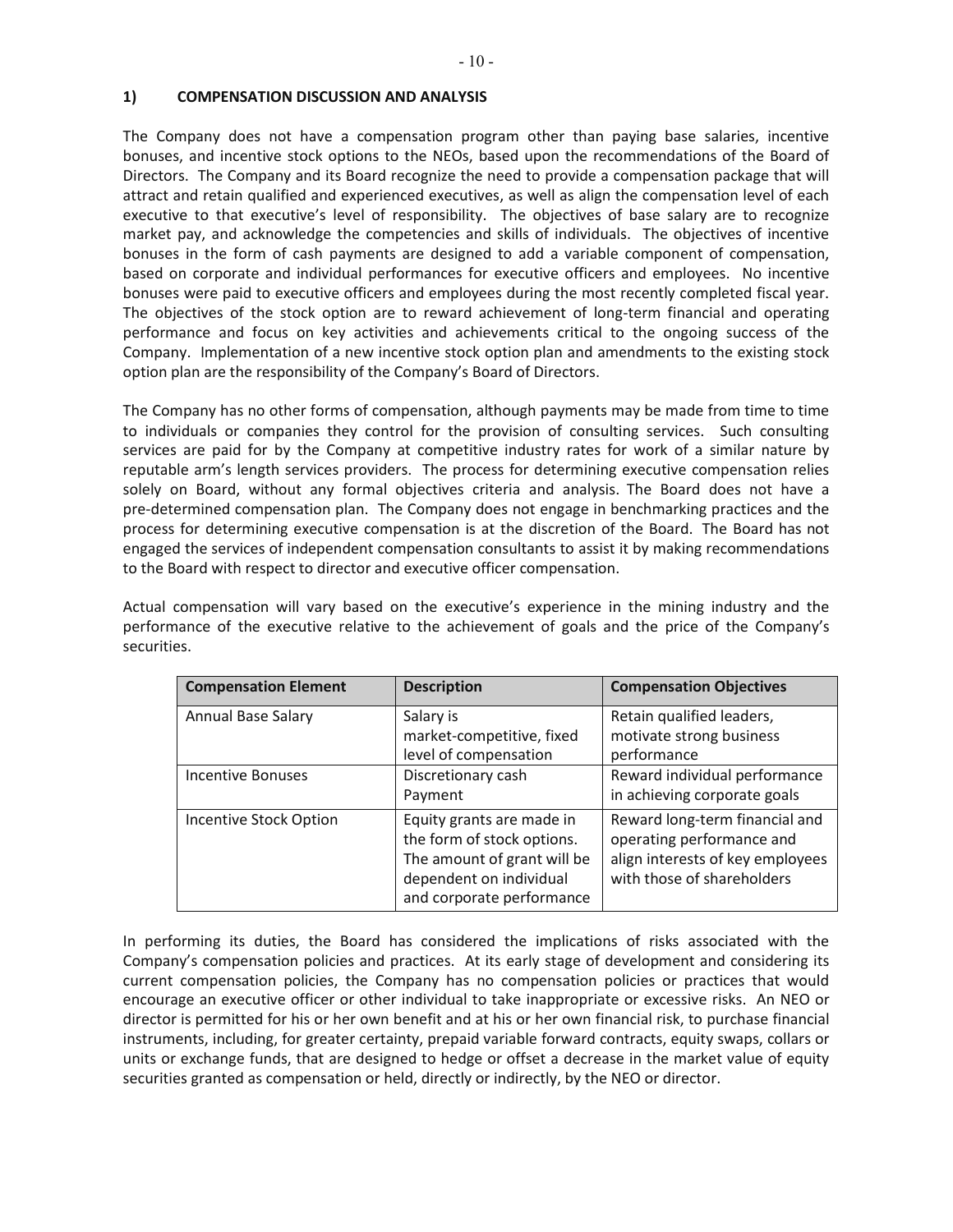## 1) COMPENSATION DISCUSSION AND ANALYSIS

The Company does not have a compensation program other than paying base salaries, incentive bonuses, and incentive stock options to the NEOs, based upon the recommendations of the Board of Directors. The Company and its Board recognize the need to provide a compensation package that will attract and retain qualified and experienced executives, as well as align the compensation level of each executive to that executive's level of responsibility. The objectives of base salary are to recognize market pay, and acknowledge the competencies and skills of individuals. The objectives of incentive bonuses in the form of cash payments are designed to add a variable component of compensation, based on corporate and individual performances for executive officers and employees. No incentive bonuses were paid to executive officers and employees during the most recently completed fiscal year. The objectives of the stock option are to reward achievement of long-term financial and operating performance and focus on key activities and achievements critical to the ongoing success of the Company. Implementation of a new incentive stock option plan and amendments to the existing stock option plan are the responsibility of the Company's Board of Directors.

The Company has no other forms of compensation, although payments may be made from time to time to individuals or companies they control for the provision of consulting services. Such consulting services are paid for by the Company at competitive industry rates for work of a similar nature by reputable arm's length services providers. The process for determining executive compensation relies solely on Board, without any formal objectives criteria and analysis. The Board does not have a pre-determined compensation plan. The Company does not engage in benchmarking practices and the process for determining executive compensation is at the discretion of the Board. The Board has not engaged the services of independent compensation consultants to assist it by making recommendations to the Board with respect to director and executive officer compensation.

Actual compensation will vary based on the executive's experience in the mining industry and the performance of the executive relative to the achievement of goals and the price of the Company's securities.

| Compensation Element | Description | Compensation Objectives |
|---|---|---|
| Annual Base Salary | Salary is market-competitive, fixed level of compensation | Retain qualified leaders, motivate strong business performance |
| Incentive Bonuses | Discretionary cash Payment | Reward individual performance in achieving corporate goals |
| Incentive Stock Option | Equity grants are made in the form of stock options. The amount of grant will be dependent on individual and corporate performance | Reward long-term financial and operating performance and align interests of key employees with those of shareholders |

In performing its duties, the Board has considered the implications of risks associated with the Company's compensation policies and practices. At its early stage of development and considering its current compensation policies, the Company has no compensation policies or practices that would encourage an executive officer or other individual to take inappropriate or excessive risks. An NEO or director is permitted for his or her own benefit and at his or her own financial risk, to purchase financial instruments, including, for greater certainty, prepaid variable forward contracts, equity swaps, collars or units or exchange funds, that are designed to hedge or offset a decrease in the market value of equity securities granted as compensation or held, directly or indirectly, by the NEO or director.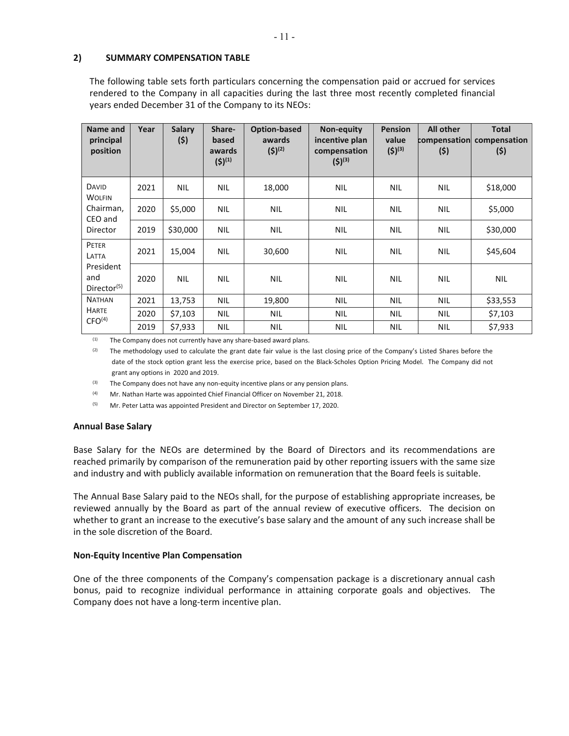## 2) SUMMARY COMPENSATION TABLE

The following table sets forth particulars concerning the compensation paid or accrued for services rendered to the Company in all capacities during the last three most recently completed financial years ended December 31 of the Company to its NEOs:

| Name and principal position | Year | Salary ($) | Share-based awards ($)[(1)] | Option-based awards ($)[(2)] | Non-equity incentive plan compensation ($)[(3)] | Pension value ($)[(3)] | All other compensation ($) | Total compensation ($) |
|---|---|---|---|---|---|---|---|---|
| DAVID WOLFIN Chairman, CEO and Director | 2021 | NIL | NIL | 18,000 | NIL | NIL | NIL | $18,000 |
| | 2020 | $5,000 | NIL | NIL | NIL | NIL | NIL | $5,000 |
| | 2019 | $30,000 | NIL | NIL | NIL | NIL | NIL | $30,000 |
| PETER LATTA President and Director[(5)] | 2021 | 15,004 | NIL | 30,600 | NIL | NIL | NIL | $45,604 |
| | 2020 | NIL | NIL | NIL | NIL | NIL | NIL | NIL |
| NATHAN HARTE CFO[(4)] | 2021 | 13,753 | NIL | 19,800 | NIL | NIL | NIL | $33,553 |
| | 2020 | $7,103 | NIL | NIL | NIL | NIL | NIL | $7,103 |
| | 2019 | $7,933 | NIL | NIL | NIL | NIL | NIL | $7,933 |

(1) The Company does not currently have any share-based award plans.

(2) The methodology used to calculate the grant date fair value is the last closing price of the Company's Listed Shares before the date of the stock option grant less the exercise price, based on the Black-Scholes Option Pricing Model. The Company did not grant any options in 2020 and 2019.

(3) The Company does not have any non-equity incentive plans or any pension plans.

(4) Mr. Nathan Harte was appointed Chief Financial Officer on November 21, 2018.

(5) Mr. Peter Latta was appointed President and Director on September 17, 2020.

### Annual Base Salary

Base Salary for the NEOs are determined by the Board of Directors and its recommendations are reached primarily by comparison of the remuneration paid by other reporting issuers with the same size and industry and with publicly available information on remuneration that the Board feels is suitable.

The Annual Base Salary paid to the NEOs shall, for the purpose of establishing appropriate increases, be reviewed annually by the Board as part of the annual review of executive officers. The decision on whether to grant an increase to the executive's base salary and the amount of any such increase shall be in the sole discretion of the Board.

### Non-Equity Incentive Plan Compensation

One of the three components of the Company's compensation package is a discretionary annual cash bonus, paid to recognize individual performance in attaining corporate goals and objectives. The Company does not have a long-term incentive plan.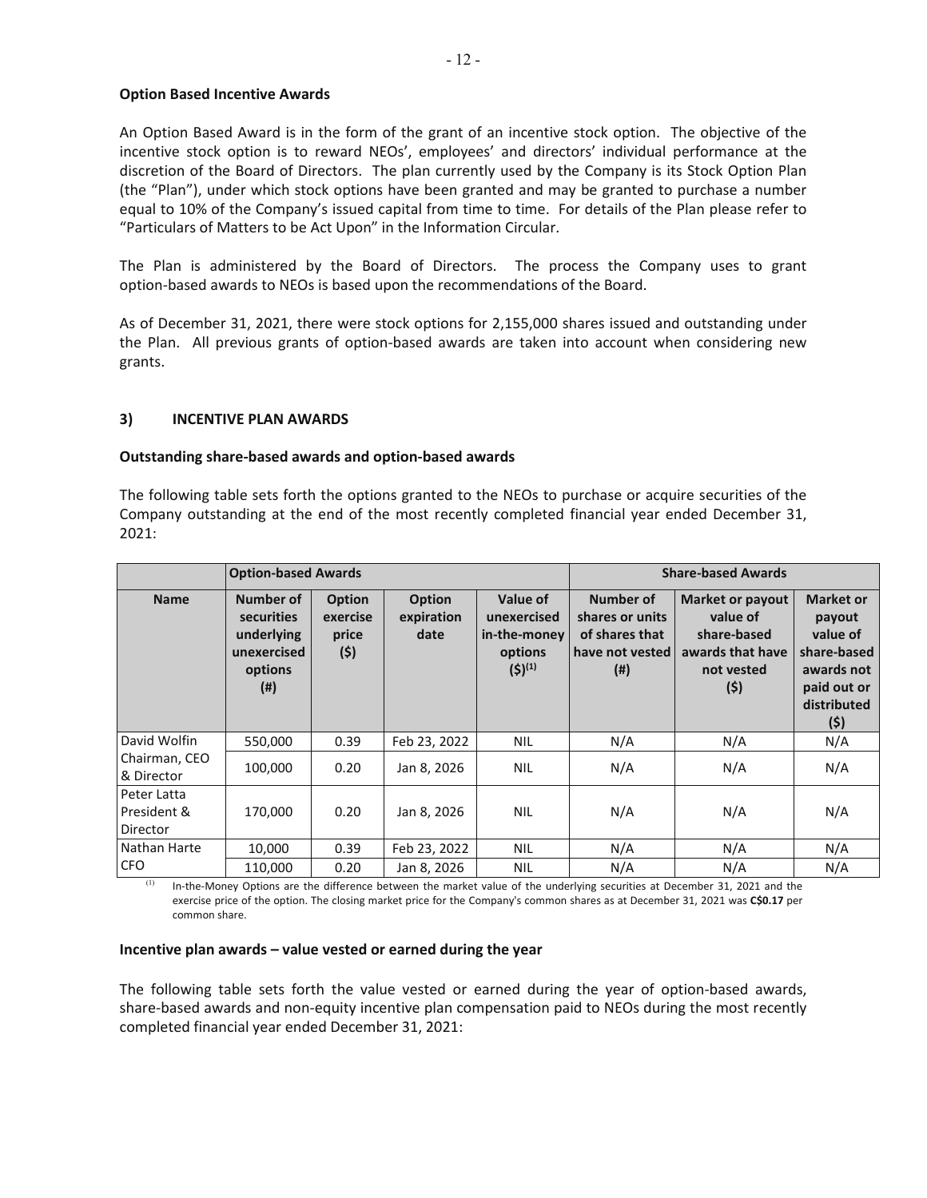**Option Based Incentive Awards**

An Option Based Award is in the form of the grant of an incentive stock option. The objective of the incentive stock option is to reward NEOs', employees' and directors' individual performance at the discretion of the Board of Directors. The plan currently used by the Company is its Stock Option Plan (the "Plan"), under which stock options have been granted and may be granted to purchase a number equal to 10% of the Company's issued capital from time to time. For details of the Plan please refer to "Particulars of Matters to be Act Upon" in the Information Circular.

The Plan is administered by the Board of Directors. The process the Company uses to grant option-based awards to NEOs is based upon the recommendations of the Board.

As of December 31, 2021, there were stock options for 2,155,000 shares issued and outstanding under the Plan. All previous grants of option-based awards are taken into account when considering new grants.

### 3) INCENTIVE PLAN AWARDS

**Outstanding share-based awards and option-based awards**

The following table sets forth the options granted to the NEOs to purchase or acquire securities of the Company outstanding at the end of the most recently completed financial year ended December 31, 2021:

| | **Option-based Awards** | | | | **Share-based Awards** | | |
|---|---|---|---|---|---|---|---|
| **Name** | **Number of securities underlying unexercised options (#)** | **Option exercise price ($)** | **Option expiration date** | **Value of unexercised in-the-money options ($)[(1)]** | **Number of shares or units of shares that have not vested (#)** | **Market or payout value of share-based awards that have not vested ($)** | **Market or payout value of share-based awards not paid out or distributed ($)** |
| David Wolfin | 550,000 | 0.39 | Feb 23, 2022 | NIL | N/A | N/A | N/A |
| Chairman, CEO & Director | 100,000 | 0.20 | Jan 8, 2026 | NIL | N/A | N/A | N/A |
| Peter Latta President & Director | 170,000 | 0.20 | Jan 8, 2026 | NIL | N/A | N/A | N/A |
| Nathan Harte | 10,000 | 0.39 | Feb 23, 2022 | NIL | N/A | N/A | N/A |
| CFO | 110,000 | 0.20 | Jan 8, 2026 | NIL | N/A | N/A | N/A |

(1) In-the-Money Options are the difference between the market value of the underlying securities at December 31, 2021 and the exercise price of the option. The closing market price for the Company's common shares as at December 31, 2021 was **C$0.17** per common share.

**Incentive plan awards – value vested or earned during the year**

The following table sets forth the value vested or earned during the year of option-based awards, share-based awards and non-equity incentive plan compensation paid to NEOs during the most recently completed financial year ended December 31, 2021: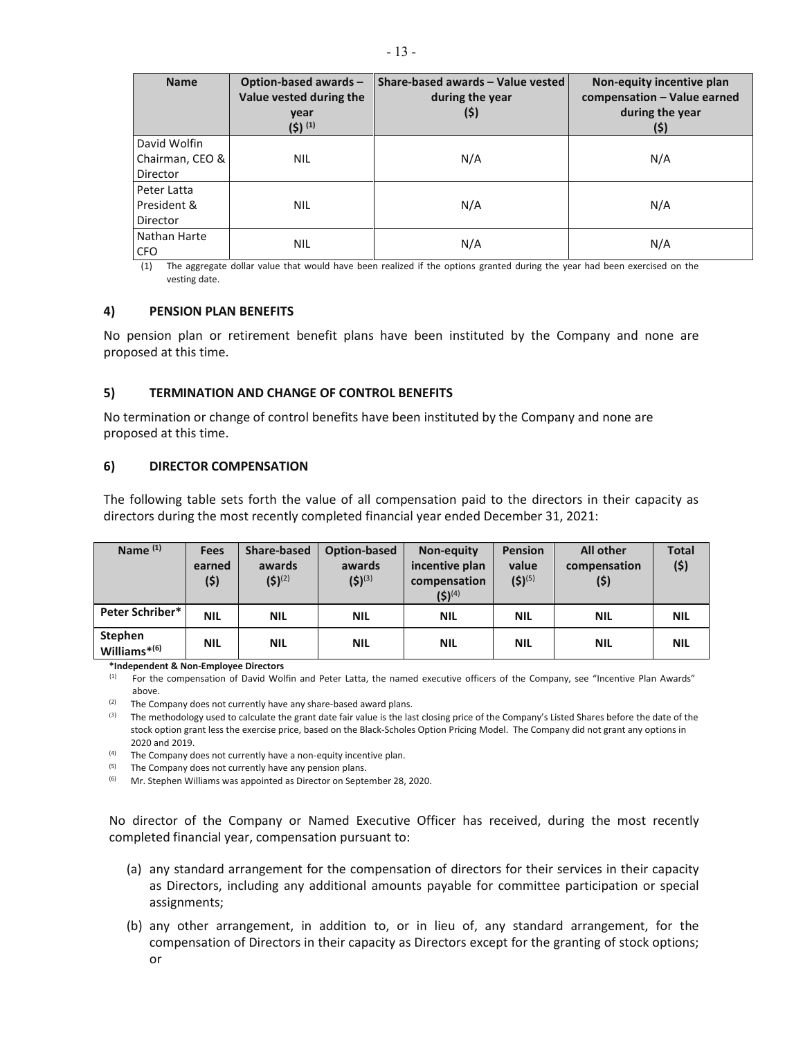| Name | Option-based awards – Value vested during the year ($) [(1)] | Share-based awards – Value vested during the year ($) | Non-equity incentive plan compensation – Value earned during the year ($) |
|---|---|---|---|
| David Wolfin Chairman, CEO & Director | NIL | N/A | N/A |
| Peter Latta President & Director | NIL | N/A | N/A |
| Nathan Harte CFO | NIL | N/A | N/A |

(1) The aggregate dollar value that would have been realized if the options granted during the year had been exercised on the vesting date.

### 4) PENSION PLAN BENEFITS

No pension plan or retirement benefit plans have been instituted by the Company and none are proposed at this time.

### 5) TERMINATION AND CHANGE OF CONTROL BENEFITS

No termination or change of control benefits have been instituted by the Company and none are proposed at this time.

### 6) DIRECTOR COMPENSATION

The following table sets forth the value of all compensation paid to the directors in their capacity as directors during the most recently completed financial year ended December 31, 2021:

| Name [(1)] | Fees earned ($) | Share-based awards ($)[(2)] | Option-based awards ($)[(3)] | Non-equity incentive plan compensation ($)[(4)] | Pension value ($)[(5)] | All other compensation ($) | Total ($) |
|---|---|---|---|---|---|---|---|
| **Peter Schriber*** | **NIL** | **NIL** | **NIL** | **NIL** | **NIL** | **NIL** | **NIL** |
| **Stephen Williams*[(6)]** | **NIL** | **NIL** | **NIL** | **NIL** | **NIL** | **NIL** | **NIL** |

***Independent & Non-Employee Directors**

(1) For the compensation of David Wolfin and Peter Latta, the named executive officers of the Company, see "Incentive Plan Awards" above.

(2) The Company does not currently have any share-based award plans.

(3) The methodology used to calculate the grant date fair value is the last closing price of the Company's Listed Shares before the date of the stock option grant less the exercise price, based on the Black-Scholes Option Pricing Model. The Company did not grant any options in 2020 and 2019.

(4) The Company does not currently have a non-equity incentive plan.

(5) The Company does not currently have any pension plans.

(6) Mr. Stephen Williams was appointed as Director on September 28, 2020.

No director of the Company or Named Executive Officer has received, during the most recently completed financial year, compensation pursuant to:

(a) any standard arrangement for the compensation of directors for their services in their capacity as Directors, including any additional amounts payable for committee participation or special assignments;

(b) any other arrangement, in addition to, or in lieu of, any standard arrangement, for the compensation of Directors in their capacity as Directors except for the granting of stock options; or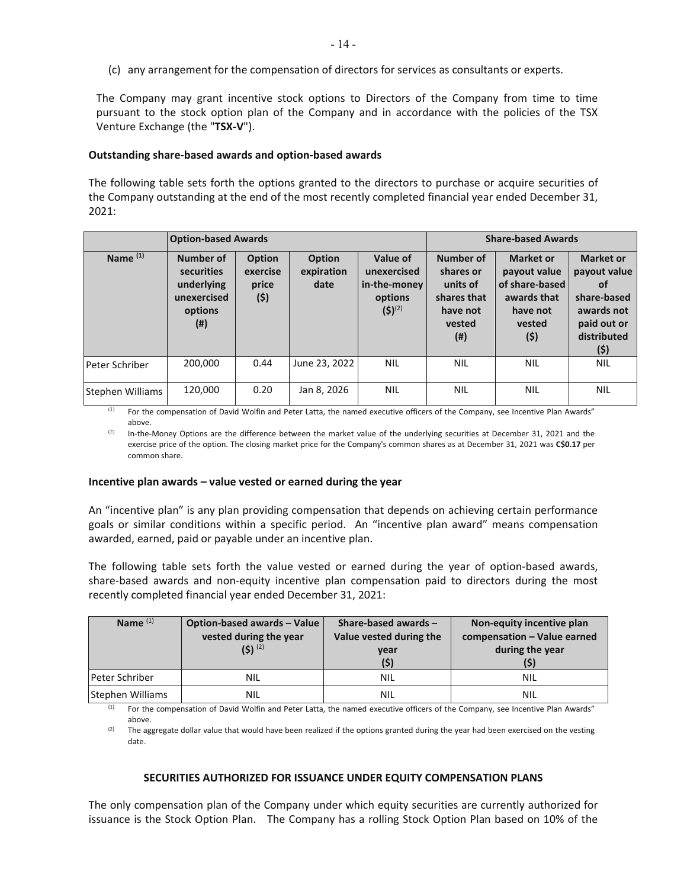(c) any arrangement for the compensation of directors for services as consultants or experts.

The Company may grant incentive stock options to Directors of the Company from time to time pursuant to the stock option plan of the Company and in accordance with the policies of the TSX Venture Exchange (the "**TSX-V**").

**Outstanding share-based awards and option-based awards**

The following table sets forth the options granted to the directors to purchase or acquire securities of the Company outstanding at the end of the most recently completed financial year ended December 31, 2021:

| | Option-based Awards | | | | Share-based Awards | | |
|---|---|---|---|---|---|---|---|
| Name [(1)] | Number of securities underlying unexercised options (#) | Option exercise price ($) | Option expiration date | Value of unexercised in-the-money options ($)[(2)] | Number of shares or units of shares that have not vested (#) | Market or payout value of share-based awards that have not vested ($) | Market or payout value of share-based awards not paid out or distributed ($) |
| Peter Schriber | 200,000 | 0.44 | June 23, 2022 | NIL | NIL | NIL | NIL |
| Stephen Williams | 120,000 | 0.20 | Jan 8, 2026 | NIL | NIL | NIL | NIL |

(1) For the compensation of David Wolfin and Peter Latta, the named executive officers of the Company, see Incentive Plan Awards" above.

(2) In-the-Money Options are the difference between the market value of the underlying securities at December 31, 2021 and the exercise price of the option. The closing market price for the Company's common shares as at December 31, 2021 was **C$0.17** per common share.

**Incentive plan awards – value vested or earned during the year**

An "incentive plan" is any plan providing compensation that depends on achieving certain performance goals or similar conditions within a specific period. An "incentive plan award" means compensation awarded, earned, paid or payable under an incentive plan.

The following table sets forth the value vested or earned during the year of option-based awards, share-based awards and non-equity incentive plan compensation paid to directors during the most recently completed financial year ended December 31, 2021:

| Name [(1)] | Option-based awards – Value vested during the year ($) [(2)] | Share-based awards – Value vested during the year ($) | Non-equity incentive plan compensation – Value earned during the year ($) |
|---|---|---|---|
| Peter Schriber | NIL | NIL | NIL |
| Stephen Williams | NIL | NIL | NIL |

(1) For the compensation of David Wolfin and Peter Latta, the named executive officers of the Company, see Incentive Plan Awards" above.

(2) The aggregate dollar value that would have been realized if the options granted during the year had been exercised on the vesting date.

## SECURITIES AUTHORIZED FOR ISSUANCE UNDER EQUITY COMPENSATION PLANS

The only compensation plan of the Company under which equity securities are currently authorized for issuance is the Stock Option Plan. The Company has a rolling Stock Option Plan based on 10% of the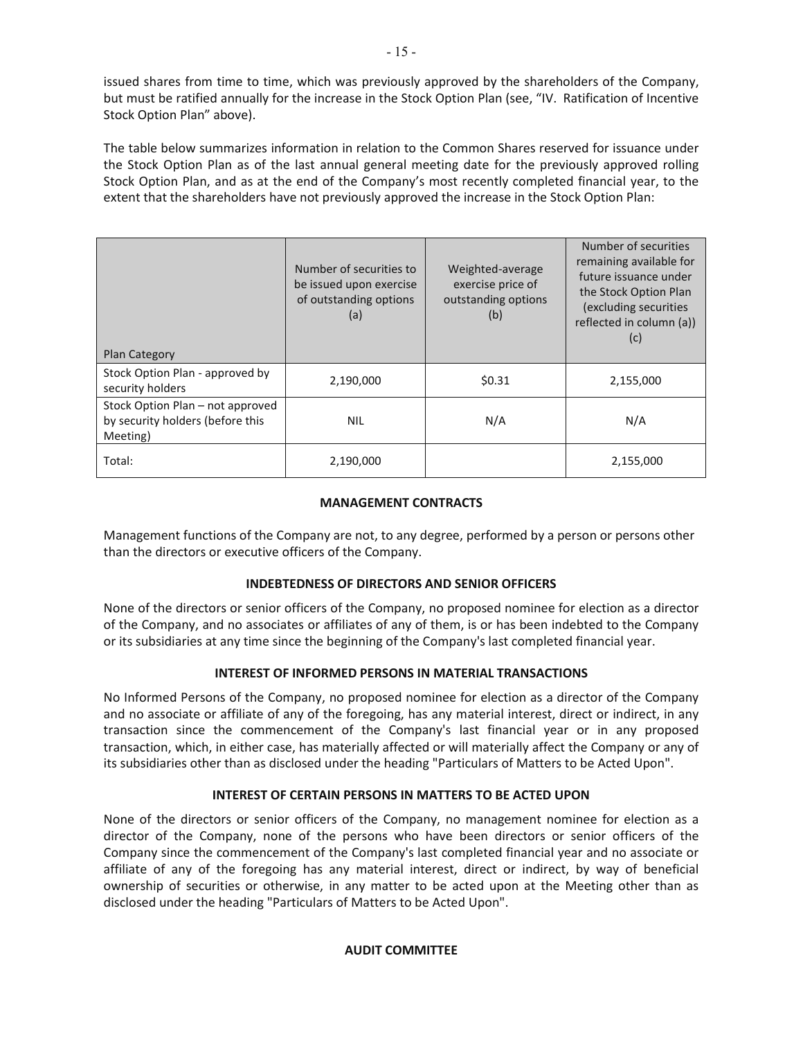issued shares from time to time, which was previously approved by the shareholders of the Company, but must be ratified annually for the increase in the Stock Option Plan (see, "IV. Ratification of Incentive Stock Option Plan" above).

The table below summarizes information in relation to the Common Shares reserved for issuance under the Stock Option Plan as of the last annual general meeting date for the previously approved rolling Stock Option Plan, and as at the end of the Company's most recently completed financial year, to the extent that the shareholders have not previously approved the increase in the Stock Option Plan:

| Plan Category | Number of securities to be issued upon exercise of outstanding options (a) | Weighted-average exercise price of outstanding options (b) | Number of securities remaining available for future issuance under the Stock Option Plan (excluding securities reflected in column (a)) (c) |
|---|---|---|---|
| Stock Option Plan - approved by security holders | 2,190,000 | $0.31 | 2,155,000 |
| Stock Option Plan – not approved by security holders (before this Meeting) | NIL | N/A | N/A |
| Total: | 2,190,000 | | 2,155,000 |

## MANAGEMENT CONTRACTS

Management functions of the Company are not, to any degree, performed by a person or persons other than the directors or executive officers of the Company.

## INDEBTEDNESS OF DIRECTORS AND SENIOR OFFICERS

None of the directors or senior officers of the Company, no proposed nominee for election as a director of the Company, and no associates or affiliates of any of them, is or has been indebted to the Company or its subsidiaries at any time since the beginning of the Company's last completed financial year.

## INTEREST OF INFORMED PERSONS IN MATERIAL TRANSACTIONS

No Informed Persons of the Company, no proposed nominee for election as a director of the Company and no associate or affiliate of any of the foregoing, has any material interest, direct or indirect, in any transaction since the commencement of the Company's last financial year or in any proposed transaction, which, in either case, has materially affected or will materially affect the Company or any of its subsidiaries other than as disclosed under the heading "Particulars of Matters to be Acted Upon".

## INTEREST OF CERTAIN PERSONS IN MATTERS TO BE ACTED UPON

None of the directors or senior officers of the Company, no management nominee for election as a director of the Company, none of the persons who have been directors or senior officers of the Company since the commencement of the Company's last completed financial year and no associate or affiliate of any of the foregoing has any material interest, direct or indirect, by way of beneficial ownership of securities or otherwise, in any matter to be acted upon at the Meeting other than as disclosed under the heading "Particulars of Matters to be Acted Upon".

## AUDIT COMMITTEE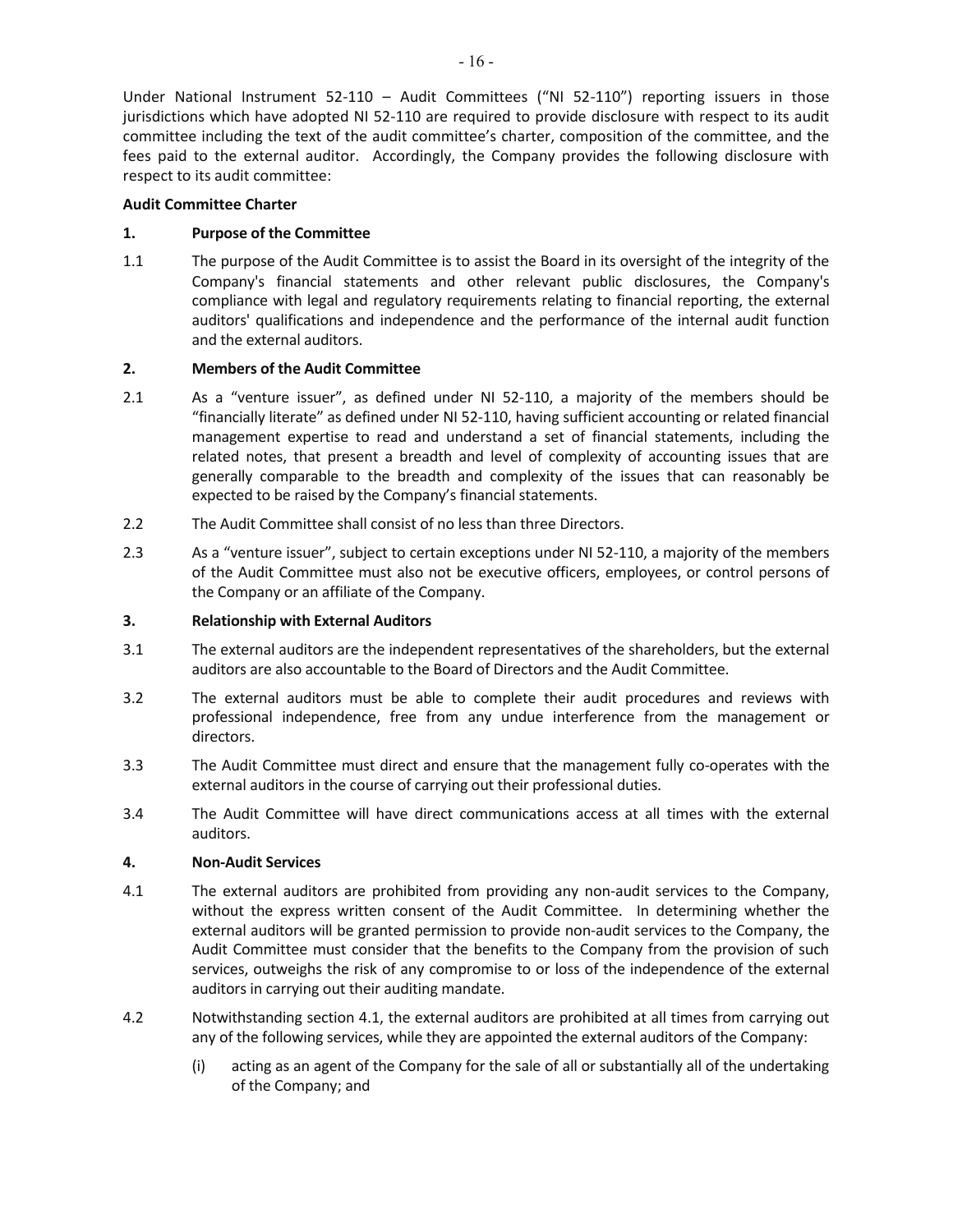Under National Instrument 52-110 – Audit Committees ("NI 52-110") reporting issuers in those jurisdictions which have adopted NI 52-110 are required to provide disclosure with respect to its audit committee including the text of the audit committee's charter, composition of the committee, and the fees paid to the external auditor. Accordingly, the Company provides the following disclosure with respect to its audit committee:

**Audit Committee Charter**

**1. Purpose of the Committee**

1.1 The purpose of the Audit Committee is to assist the Board in its oversight of the integrity of the Company's financial statements and other relevant public disclosures, the Company's compliance with legal and regulatory requirements relating to financial reporting, the external auditors' qualifications and independence and the performance of the internal audit function and the external auditors.

**2. Members of the Audit Committee**

2.1 As a "venture issuer", as defined under NI 52-110, a majority of the members should be "financially literate" as defined under NI 52-110, having sufficient accounting or related financial management expertise to read and understand a set of financial statements, including the related notes, that present a breadth and level of complexity of accounting issues that are generally comparable to the breadth and complexity of the issues that can reasonably be expected to be raised by the Company's financial statements.

2.2 The Audit Committee shall consist of no less than three Directors.

2.3 As a "venture issuer", subject to certain exceptions under NI 52-110, a majority of the members of the Audit Committee must also not be executive officers, employees, or control persons of the Company or an affiliate of the Company.

**3. Relationship with External Auditors**

3.1 The external auditors are the independent representatives of the shareholders, but the external auditors are also accountable to the Board of Directors and the Audit Committee.

3.2 The external auditors must be able to complete their audit procedures and reviews with professional independence, free from any undue interference from the management or directors.

3.3 The Audit Committee must direct and ensure that the management fully co-operates with the external auditors in the course of carrying out their professional duties.

3.4 The Audit Committee will have direct communications access at all times with the external auditors.

**4. Non-Audit Services**

4.1 The external auditors are prohibited from providing any non-audit services to the Company, without the express written consent of the Audit Committee. In determining whether the external auditors will be granted permission to provide non-audit services to the Company, the Audit Committee must consider that the benefits to the Company from the provision of such services, outweighs the risk of any compromise to or loss of the independence of the external auditors in carrying out their auditing mandate.

4.2 Notwithstanding section 4.1, the external auditors are prohibited at all times from carrying out any of the following services, while they are appointed the external auditors of the Company:

(i) acting as an agent of the Company for the sale of all or substantially all of the undertaking of the Company; and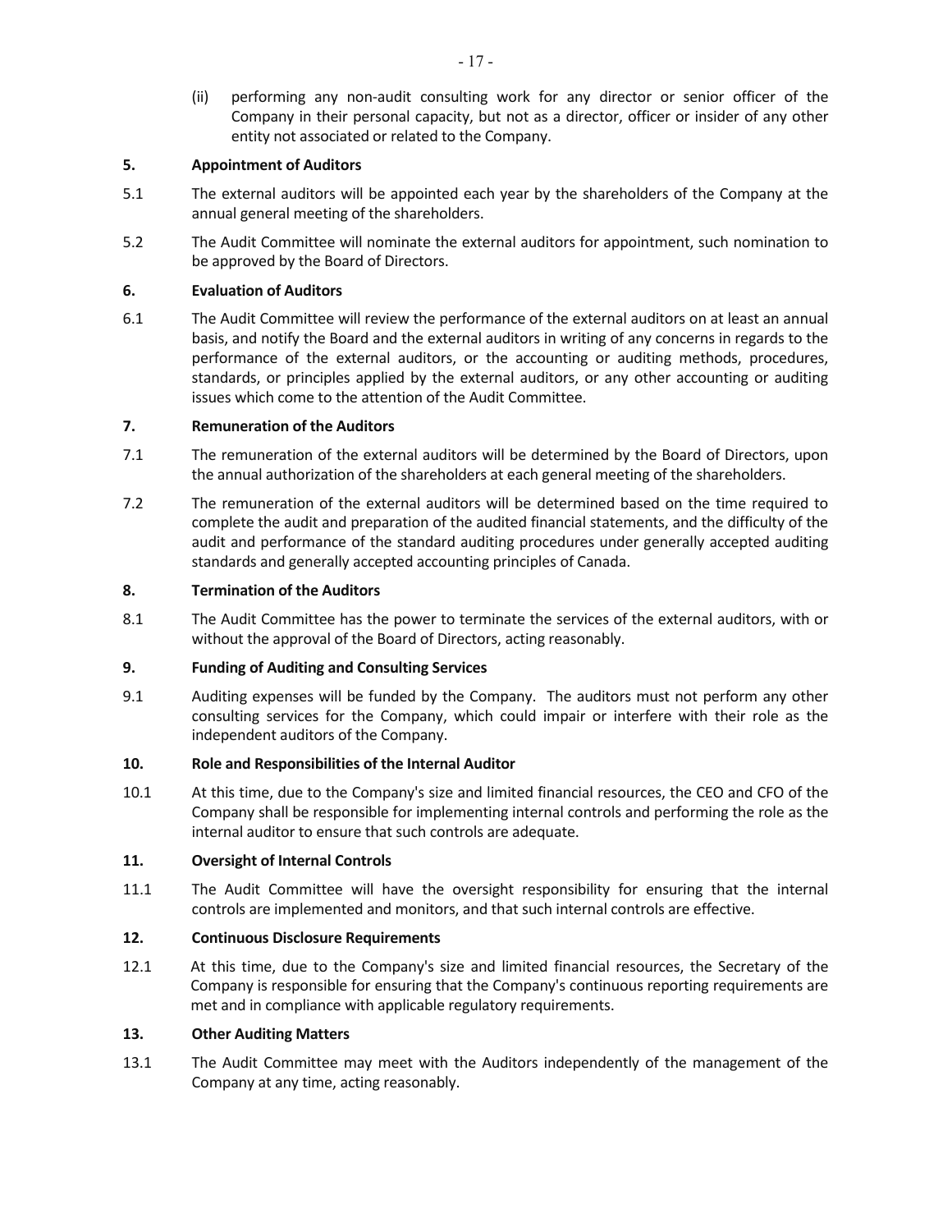(ii) performing any non-audit consulting work for any director or senior officer of the Company in their personal capacity, but not as a director, officer or insider of any other entity not associated or related to the Company.

**5. Appointment of Auditors**

5.1 The external auditors will be appointed each year by the shareholders of the Company at the annual general meeting of the shareholders.

5.2 The Audit Committee will nominate the external auditors for appointment, such nomination to be approved by the Board of Directors.

**6. Evaluation of Auditors**

6.1 The Audit Committee will review the performance of the external auditors on at least an annual basis, and notify the Board and the external auditors in writing of any concerns in regards to the performance of the external auditors, or the accounting or auditing methods, procedures, standards, or principles applied by the external auditors, or any other accounting or auditing issues which come to the attention of the Audit Committee.

**7. Remuneration of the Auditors**

7.1 The remuneration of the external auditors will be determined by the Board of Directors, upon the annual authorization of the shareholders at each general meeting of the shareholders.

7.2 The remuneration of the external auditors will be determined based on the time required to complete the audit and preparation of the audited financial statements, and the difficulty of the audit and performance of the standard auditing procedures under generally accepted auditing standards and generally accepted accounting principles of Canada.

**8. Termination of the Auditors**

8.1 The Audit Committee has the power to terminate the services of the external auditors, with or without the approval of the Board of Directors, acting reasonably.

**9. Funding of Auditing and Consulting Services**

9.1 Auditing expenses will be funded by the Company. The auditors must not perform any other consulting services for the Company, which could impair or interfere with their role as the independent auditors of the Company.

**10. Role and Responsibilities of the Internal Auditor**

10.1 At this time, due to the Company's size and limited financial resources, the CEO and CFO of the Company shall be responsible for implementing internal controls and performing the role as the internal auditor to ensure that such controls are adequate.

**11. Oversight of Internal Controls**

11.1 The Audit Committee will have the oversight responsibility for ensuring that the internal controls are implemented and monitors, and that such internal controls are effective.

**12. Continuous Disclosure Requirements**

12.1 At this time, due to the Company's size and limited financial resources, the Secretary of the Company is responsible for ensuring that the Company's continuous reporting requirements are met and in compliance with applicable regulatory requirements.

**13. Other Auditing Matters**

13.1 The Audit Committee may meet with the Auditors independently of the management of the Company at any time, acting reasonably.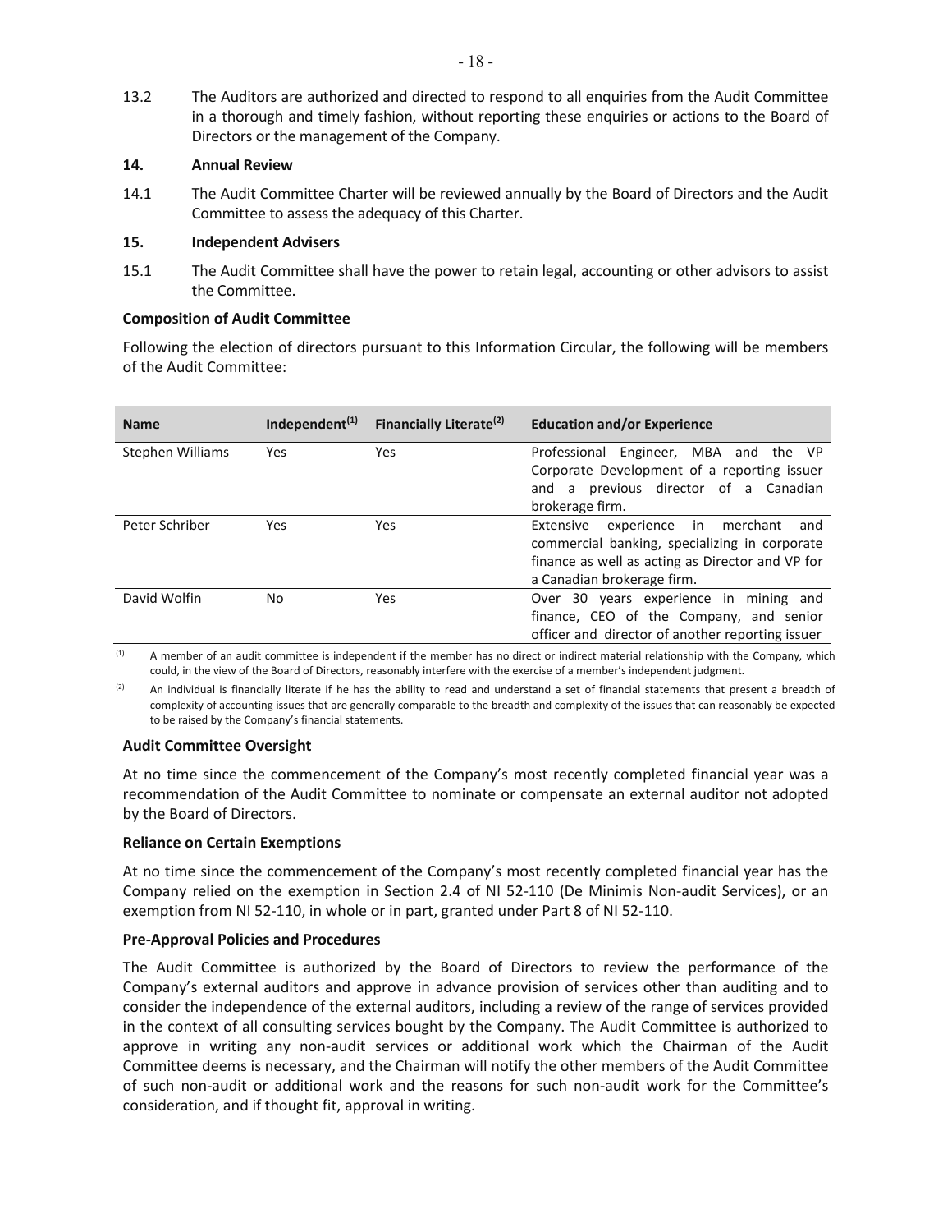13.2 The Auditors are authorized and directed to respond to all enquiries from the Audit Committee in a thorough and timely fashion, without reporting these enquiries or actions to the Board of Directors or the management of the Company.

**14. Annual Review**

14.1 The Audit Committee Charter will be reviewed annually by the Board of Directors and the Audit Committee to assess the adequacy of this Charter.

**15. Independent Advisers**

15.1 The Audit Committee shall have the power to retain legal, accounting or other advisors to assist the Committee.

**Composition of Audit Committee**

Following the election of directors pursuant to this Information Circular, the following will be members of the Audit Committee:

| Name | Independent(1) | Financially Literate(2) | Education and/or Experience |
|---|---|---|---|
| Stephen Williams | Yes | Yes | Professional Engineer, MBA and the VP Corporate Development of a reporting issuer and a previous director of a Canadian brokerage firm. |
| Peter Schriber | Yes | Yes | Extensive experience in merchant and commercial banking, specializing in corporate finance as well as acting as Director and VP for a Canadian brokerage firm. |
| David Wolfin | No | Yes | Over 30 years experience in mining and finance, CEO of the Company, and senior officer and director of another reporting issuer |

(1) A member of an audit committee is independent if the member has no direct or indirect material relationship with the Company, which could, in the view of the Board of Directors, reasonably interfere with the exercise of a member's independent judgment.

(2) An individual is financially literate if he has the ability to read and understand a set of financial statements that present a breadth of complexity of accounting issues that are generally comparable to the breadth and complexity of the issues that can reasonably be expected to be raised by the Company's financial statements.

**Audit Committee Oversight**

At no time since the commencement of the Company's most recently completed financial year was a recommendation of the Audit Committee to nominate or compensate an external auditor not adopted by the Board of Directors.

**Reliance on Certain Exemptions**

At no time since the commencement of the Company's most recently completed financial year has the Company relied on the exemption in Section 2.4 of NI 52-110 (De Minimis Non-audit Services), or an exemption from NI 52-110, in whole or in part, granted under Part 8 of NI 52-110.

**Pre-Approval Policies and Procedures**

The Audit Committee is authorized by the Board of Directors to review the performance of the Company's external auditors and approve in advance provision of services other than auditing and to consider the independence of the external auditors, including a review of the range of services provided in the context of all consulting services bought by the Company. The Audit Committee is authorized to approve in writing any non-audit services or additional work which the Chairman of the Audit Committee deems is necessary, and the Chairman will notify the other members of the Audit Committee of such non-audit or additional work and the reasons for such non-audit work for the Committee's consideration, and if thought fit, approval in writing.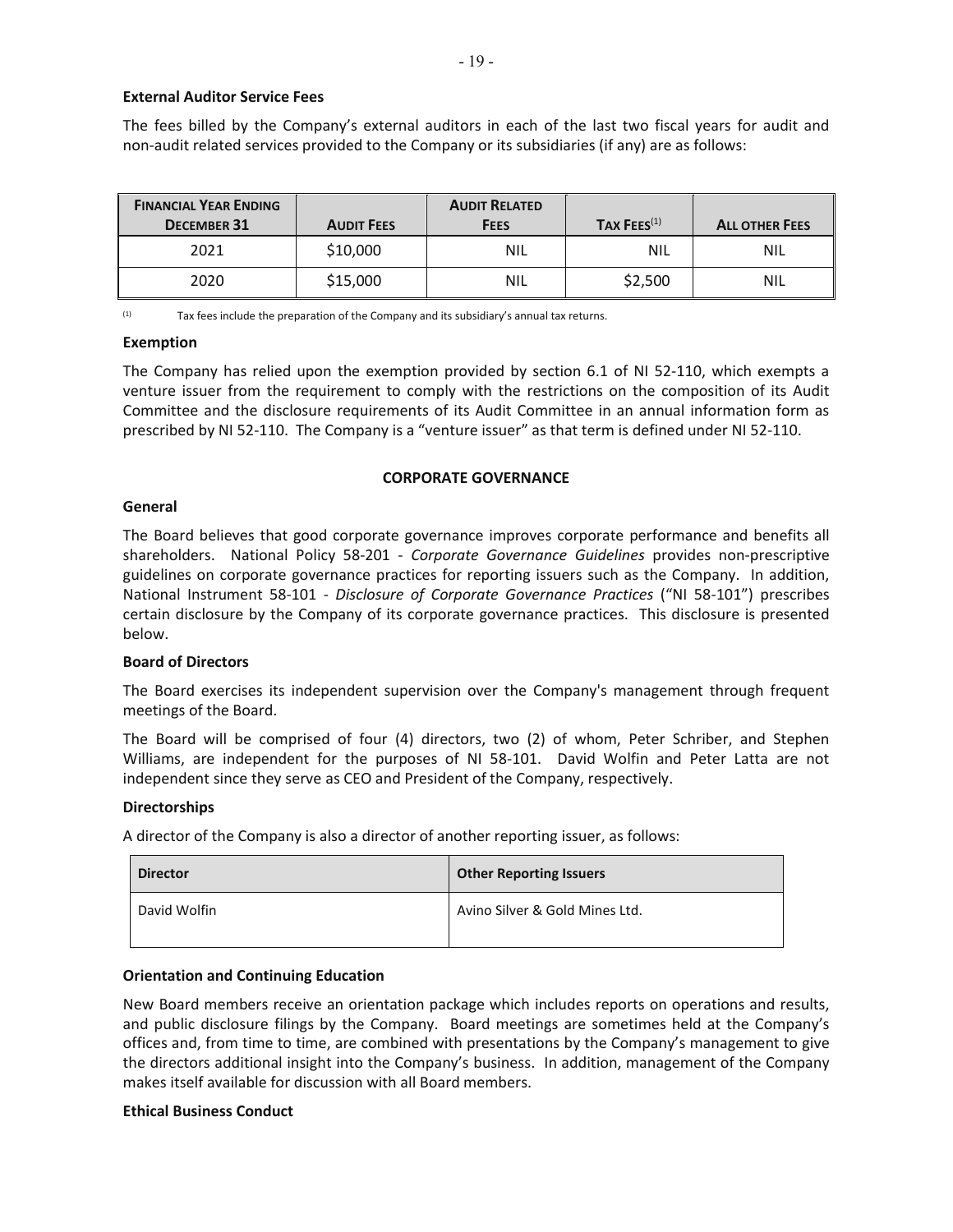**External Auditor Service Fees**

The fees billed by the Company's external auditors in each of the last two fiscal years for audit and non-audit related services provided to the Company or its subsidiaries (if any) are as follows:

| FINANCIAL YEAR ENDING DECEMBER 31 | AUDIT FEES | AUDIT RELATED FEES | TAX FEES[1] | ALL OTHER FEES |
|---|---|---|---|---|
| 2021 | \$10,000 | NIL | NIL | NIL |
| 2020 | \$15,000 | NIL | \$2,500 | NIL |

(1) Tax fees include the preparation of the Company and its subsidiary's annual tax returns.

**Exemption**

The Company has relied upon the exemption provided by section 6.1 of NI 52-110, which exempts a venture issuer from the requirement to comply with the restrictions on the composition of its Audit Committee and the disclosure requirements of its Audit Committee in an annual information form as prescribed by NI 52-110. The Company is a "venture issuer" as that term is defined under NI 52-110.

## CORPORATE GOVERNANCE

**General**

The Board believes that good corporate governance improves corporate performance and benefits all shareholders. National Policy 58-201 - *Corporate Governance Guidelines* provides non-prescriptive guidelines on corporate governance practices for reporting issuers such as the Company. In addition, National Instrument 58-101 - *Disclosure of Corporate Governance Practices* ("NI 58-101") prescribes certain disclosure by the Company of its corporate governance practices. This disclosure is presented below.

**Board of Directors**

The Board exercises its independent supervision over the Company's management through frequent meetings of the Board.

The Board will be comprised of four (4) directors, two (2) of whom, Peter Schriber, and Stephen Williams, are independent for the purposes of NI 58-101. David Wolfin and Peter Latta are not independent since they serve as CEO and President of the Company, respectively.

**Directorships**

A director of the Company is also a director of another reporting issuer, as follows:

| Director | Other Reporting Issuers |
|---|---|
| David Wolfin | Avino Silver & Gold Mines Ltd. |

**Orientation and Continuing Education**

New Board members receive an orientation package which includes reports on operations and results, and public disclosure filings by the Company. Board meetings are sometimes held at the Company's offices and, from time to time, are combined with presentations by the Company's management to give the directors additional insight into the Company's business. In addition, management of the Company makes itself available for discussion with all Board members.

**Ethical Business Conduct**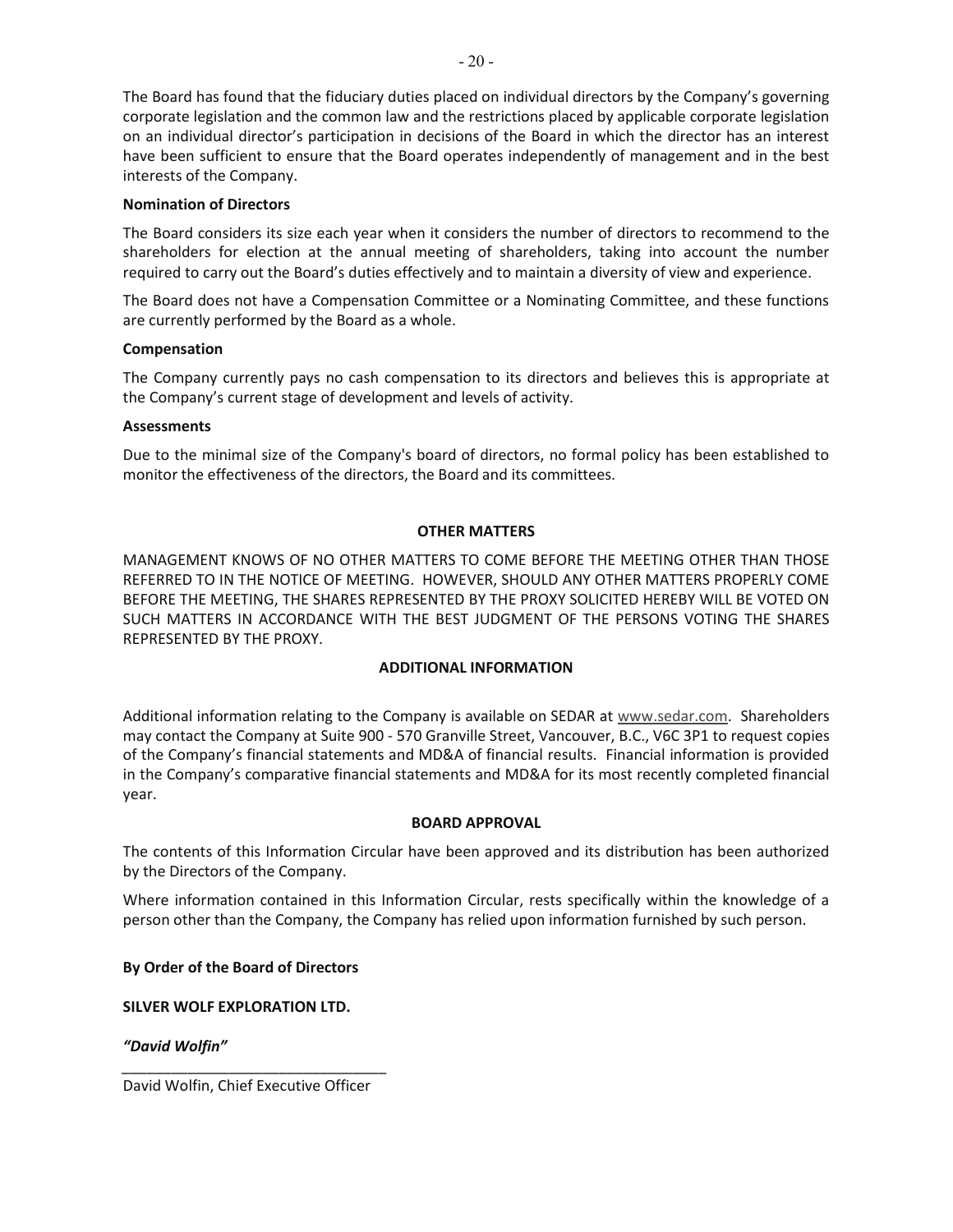The Board has found that the fiduciary duties placed on individual directors by the Company's governing corporate legislation and the common law and the restrictions placed by applicable corporate legislation on an individual director's participation in decisions of the Board in which the director has an interest have been sufficient to ensure that the Board operates independently of management and in the best interests of the Company.

**Nomination of Directors**

The Board considers its size each year when it considers the number of directors to recommend to the shareholders for election at the annual meeting of shareholders, taking into account the number required to carry out the Board's duties effectively and to maintain a diversity of view and experience.

The Board does not have a Compensation Committee or a Nominating Committee, and these functions are currently performed by the Board as a whole.

**Compensation**

The Company currently pays no cash compensation to its directors and believes this is appropriate at the Company's current stage of development and levels of activity.

**Assessments**

Due to the minimal size of the Company's board of directors, no formal policy has been established to monitor the effectiveness of the directors, the Board and its committees.

## OTHER MATTERS

MANAGEMENT KNOWS OF NO OTHER MATTERS TO COME BEFORE THE MEETING OTHER THAN THOSE REFERRED TO IN THE NOTICE OF MEETING. HOWEVER, SHOULD ANY OTHER MATTERS PROPERLY COME BEFORE THE MEETING, THE SHARES REPRESENTED BY THE PROXY SOLICITED HEREBY WILL BE VOTED ON SUCH MATTERS IN ACCORDANCE WITH THE BEST JUDGMENT OF THE PERSONS VOTING THE SHARES REPRESENTED BY THE PROXY.

## ADDITIONAL INFORMATION

Additional information relating to the Company is available on SEDAR at www.sedar.com. Shareholders may contact the Company at Suite 900 - 570 Granville Street, Vancouver, B.C., V6C 3P1 to request copies of the Company's financial statements and MD&A of financial results. Financial information is provided in the Company's comparative financial statements and MD&A for its most recently completed financial year.

## BOARD APPROVAL

The contents of this Information Circular have been approved and its distribution has been authorized by the Directors of the Company.

Where information contained in this Information Circular, rests specifically within the knowledge of a person other than the Company, the Company has relied upon information furnished by such person.

**By Order of the Board of Directors**

**SILVER WOLF EXPLORATION LTD.**

***"David Wolfin"***

David Wolfin, Chief Executive Officer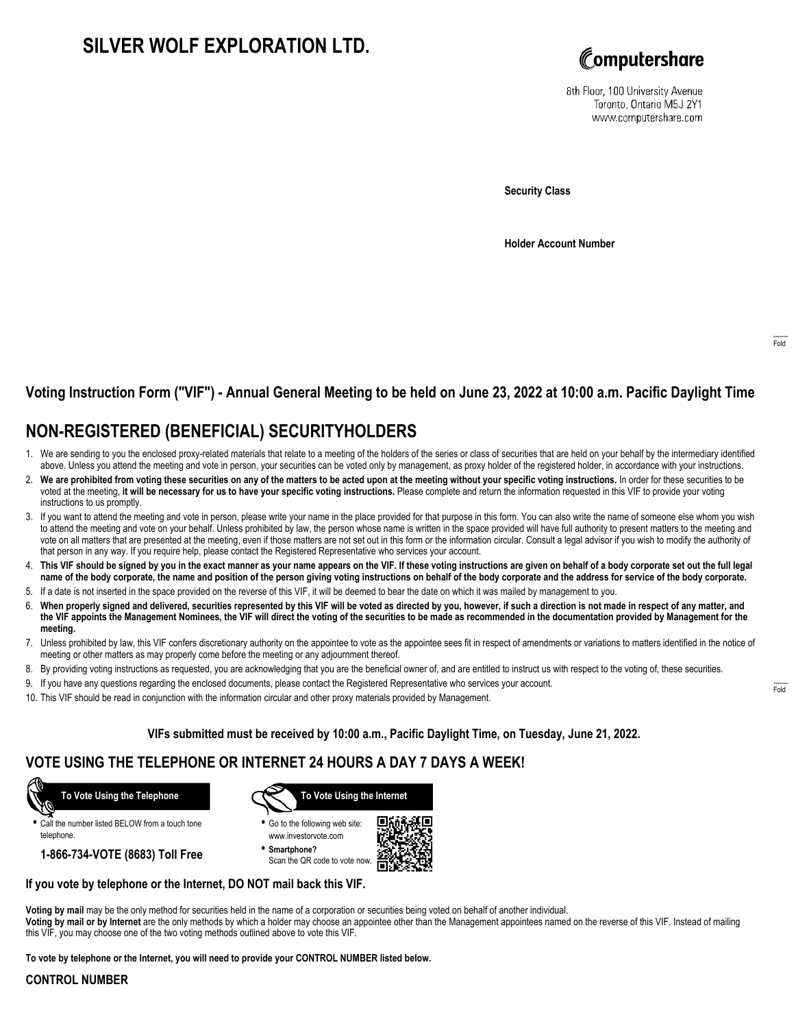# SILVER WOLF EXPLORATION LTD.

Computershare

8th Floor, 100 University Avenue
Toronto, Ontario M5J 2Y1
www.computershare.com

**Security Class**

**Holder Account Number**

Fold

## Voting Instruction Form ("VIF") - Annual General Meeting to be held on June 23, 2022 at 10:00 a.m. Pacific Daylight Time

## NON-REGISTERED (BENEFICIAL) SECURITYHOLDERS

1. We are sending to you the enclosed proxy-related materials that relate to a meeting of the holders of the series or class of securities that are held on your behalf by the intermediary identified above. Unless you attend the meeting and vote in person, your securities can be voted only by management, as proxy holder of the registered holder, in accordance with your instructions.
2. **We are prohibited from voting these securities on any of the matters to be acted upon at the meeting without your specific voting instructions.** In order for these securities to be voted at the meeting, **it will be necessary for us to have your specific voting instructions.** Please complete and return the information requested in this VIF to provide your voting instructions to us promptly.
3. If you want to attend the meeting and vote in person, please write your name in the place provided for that purpose in this form. You can also write the name of someone else whom you wish to attend the meeting and vote on your behalf. Unless prohibited by law, the person whose name is written in the space provided will have full authority to present matters to the meeting and vote on all matters that are presented at the meeting, even if those matters are not set out in this form or the information circular. Consult a legal advisor if you wish to modify the authority of that person in any way. If you require help, please contact the Registered Representative who services your account.
4. **This VIF should be signed by you in the exact manner as your name appears on the VIF. If these voting instructions are given on behalf of a body corporate set out the full legal name of the body corporate, the name and position of the person giving voting instructions on behalf of the body corporate and the address for service of the body corporate.**
5. If a date is not inserted in the space provided on the reverse of this VIF, it will be deemed to bear the date on which it was mailed by management to you.
6. **When properly signed and delivered, securities represented by this VIF will be voted as directed by you, however, if such a direction is not made in respect of any matter, and the VIF appoints the Management Nominees, the VIF will direct the voting of the securities to be made as recommended in the documentation provided by Management for the meeting.**
7. Unless prohibited by law, this VIF confers discretionary authority on the appointee to vote as the appointee sees fit in respect of amendments or variations to matters identified in the notice of meeting or other matters as may properly come before the meeting or any adjournment thereof.
8. By providing voting instructions as requested, you are acknowledging that you are the beneficial owner of, and are entitled to instruct us with respect to the voting of, these securities.
9. If you have any questions regarding the enclosed documents, please contact the Registered Representative who services your account.
10. This VIF should be read in conjunction with the information circular and other proxy materials provided by Management.

Fold

**VIFs submitted must be received by 10:00 a.m., Pacific Daylight Time, on Tuesday, June 21, 2022.**

## VOTE USING THE TELEPHONE OR INTERNET 24 HOURS A DAY 7 DAYS A WEEK!

**To Vote Using the Telephone**

- Call the number listed BELOW from a touch tone telephone.

**1-866-734-VOTE (8683) Toll Free**

**To Vote Using the Internet**

- Go to the following web site: www.investorvote.com
- **Smartphone?** Scan the QR code to vote now.

**If you vote by telephone or the Internet, DO NOT mail back this VIF.**

**Voting by mail** may be the only method for securities held in the name of a corporation or securities being voted on behalf of another individual.
**Voting by mail or by Internet** are the only methods by which a holder may choose an appointee other than the Management appointees named on the reverse of this VIF. Instead of mailing this VIF, you may choose one of the two voting methods outlined above to vote this VIF.

**To vote by telephone or the Internet, you will need to provide your CONTROL NUMBER listed below.**

**CONTROL NUMBER**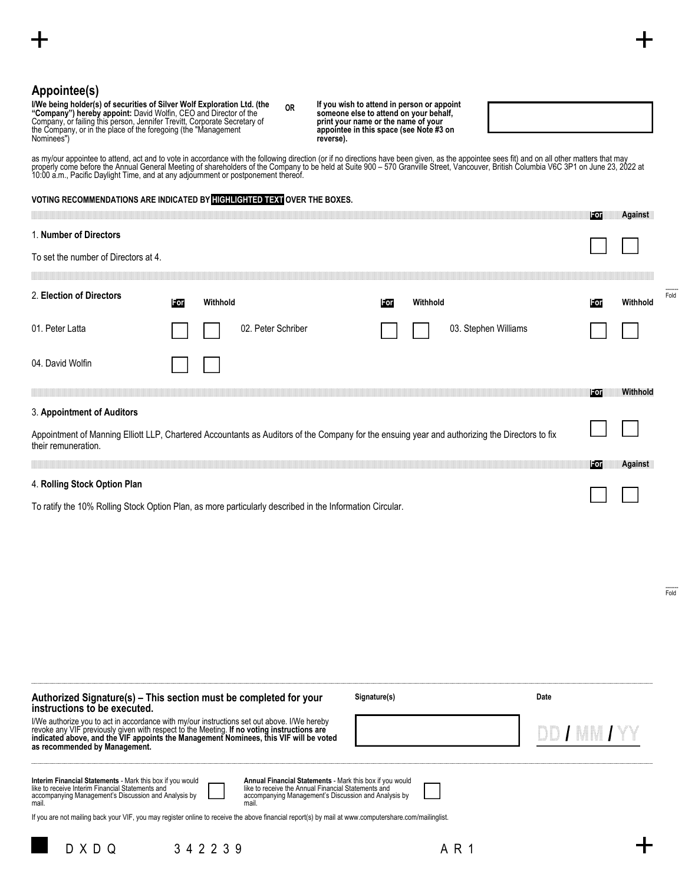## Appointee(s)

**I/We being holder(s) of securities of Silver Wolf Exploration Ltd. (the "Company") hereby appoint:** David Wolfin, CEO and Director of the Company, or failing this person, Jennifer Trevitt, Corporate Secretary of the Company, or in the place of the foregoing (the "Management Nominees")

**OR**

**If you wish to attend in person or appoint someone else to attend on your behalf, print your name or the name of your appointee in this space (see Note #3 on reverse).**

as my/our appointee to attend, act and to vote in accordance with the following direction (or if no directions have been given, as the appointee sees fit) and on all other matters that may properly come before the Annual General Meeting of shareholders of the Company to be held at Suite 900 – 570 Granville Street, Vancouver, British Columbia V6C 3P1 on June 23, 2022 at 10:00 a.m., Pacific Daylight Time, and at any adjournment or postponement thereof.

**VOTING RECOMMENDATIONS ARE INDICATED BY HIGHLIGHTED TEXT OVER THE BOXES.**

| | For | Against |
|---|---|---|
| 1. **Number of Directors**<br>To set the number of Directors at 4. | ☐ | ☐ |

2. **Election of Directors**

| | For | Withhold | | For | Withhold | | For | Withhold |
|---|---|---|---|---|---|---|---|---|
| 01. Peter Latta | ☐ | ☐ | 02. Peter Schriber | ☐ | ☐ | 03. Stephen Williams | ☐ | ☐ |
| 04. David Wolfin | ☐ | ☐ | | | | | | |

| | For | Withhold |
|---|---|---|
| 3. **Appointment of Auditors**<br>Appointment of Manning Elliott LLP, Chartered Accountants as Auditors of the Company for the ensuing year and authorizing the Directors to fix their remuneration. | ☐ | ☐ |

| | For | Against |
|---|---|---|
| 4. **Rolling Stock Option Plan**<br>To ratify the 10% Rolling Stock Option Plan, as more particularly described in the Information Circular. | ☐ | ☐ |

**Authorized Signature(s) – This section must be completed for your instructions to be executed.**

I/We authorize you to act in accordance with my/our instructions set out above. I/We hereby revoke any VIF previously given with respect to the Meeting. **If no voting instructions are indicated above, and the VIF appoints the Management Nominees, this VIF will be voted as recommended by Management.**

Signature(s)

Date

DD / MM / YY

**Interim Financial Statements** - Mark this box if you would like to receive Interim Financial Statements and accompanying Management's Discussion and Analysis by mail. ☐

**Annual Financial Statements** - Mark this box if you would like to receive the Annual Financial Statements and accompanying Management's Discussion and Analysis by mail. ☐

If you are not mailing back your VIF, you may register online to receive the above financial report(s) by mail at www.computershare.com/mailinglist.

D X D Q 3 4 2 2 3 9 A R 1